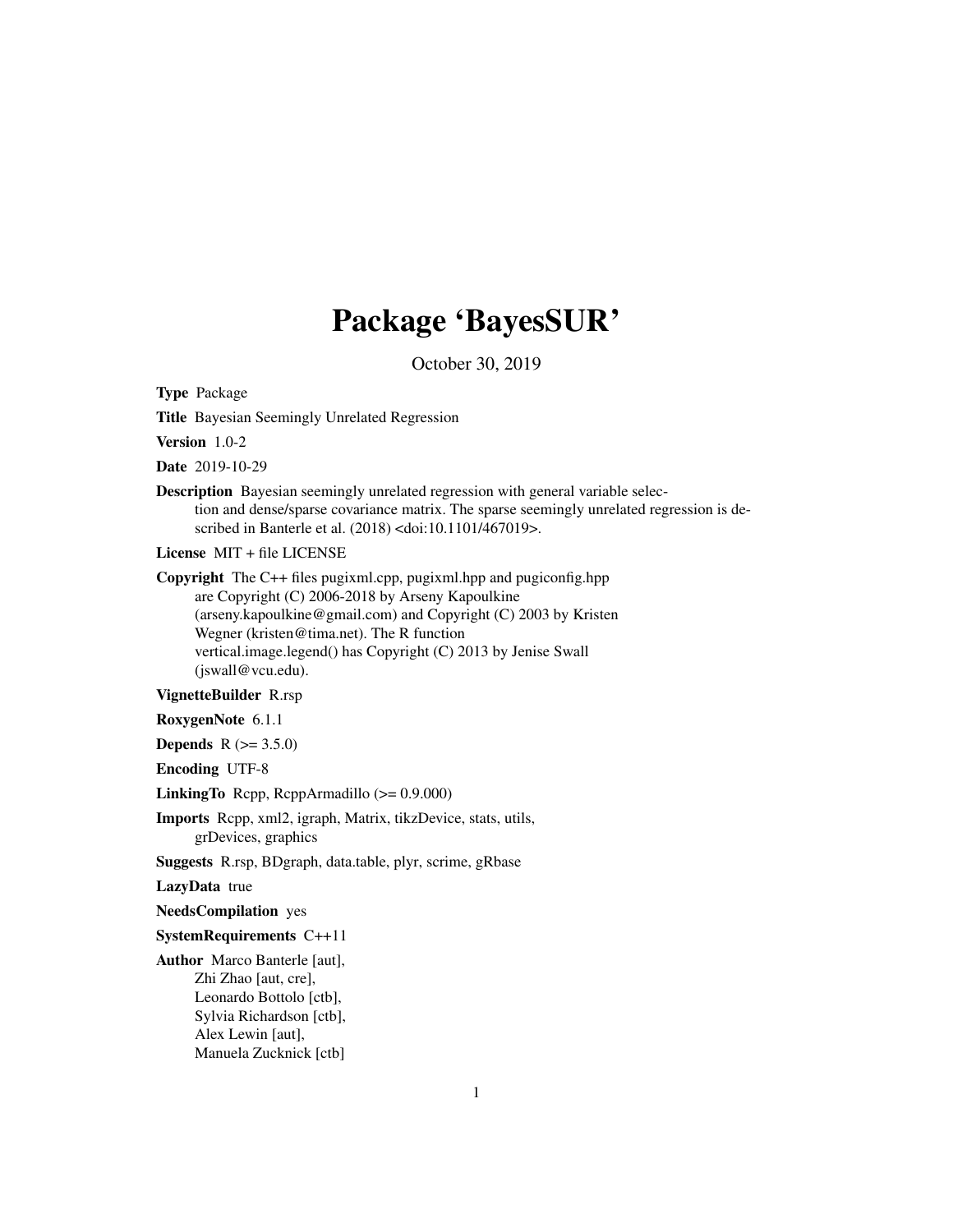# Package 'BayesSUR'

October 30, 2019

**Type** Package

**Title** Bayesian Seemingly Unrelated Regression

**Version** 1.0-2

**Date** 2019-10-29

**Description** Bayesian seemingly unrelated regression with general variable selection and dense/sparse covariance matrix. The sparse seemingly unrelated regression is described in Banterle et al. (2018) <doi:10.1101/467019>.

**License** MIT + file LICENSE

**Copyright** The C++ files pugixml.cpp, pugixml.hpp and pugiconfig.hpp are Copyright (C) 2006-2018 by Arseny Kapoulkine (arseny.kapoulkine@gmail.com) and Copyright (C) 2003 by Kristen Wegner (kristen@tima.net). The R function vertical.image.legend() has Copyright (C) 2013 by Jenise Swall (jswall@vcu.edu).

**VignetteBuilder** R.rsp

**RoxygenNote** 6.1.1

**Depends** R (>= 3.5.0)

**Encoding** UTF-8

**LinkingTo** Rcpp, RcppArmadillo (>= 0.9.000)

**Imports** Rcpp, xml2, igraph, Matrix, tikzDevice, stats, utils, grDevices, graphics

**Suggests** R.rsp, BDgraph, data.table, plyr, scrime, gRbase

**LazyData** true

**NeedsCompilation** yes

**SystemRequirements** C++11

**Author** Marco Banterle [aut],
Zhi Zhao [aut, cre],
Leonardo Bottolo [ctb],
Sylvia Richardson [ctb],
Alex Lewin [aut],
Manuela Zucknick [ctb]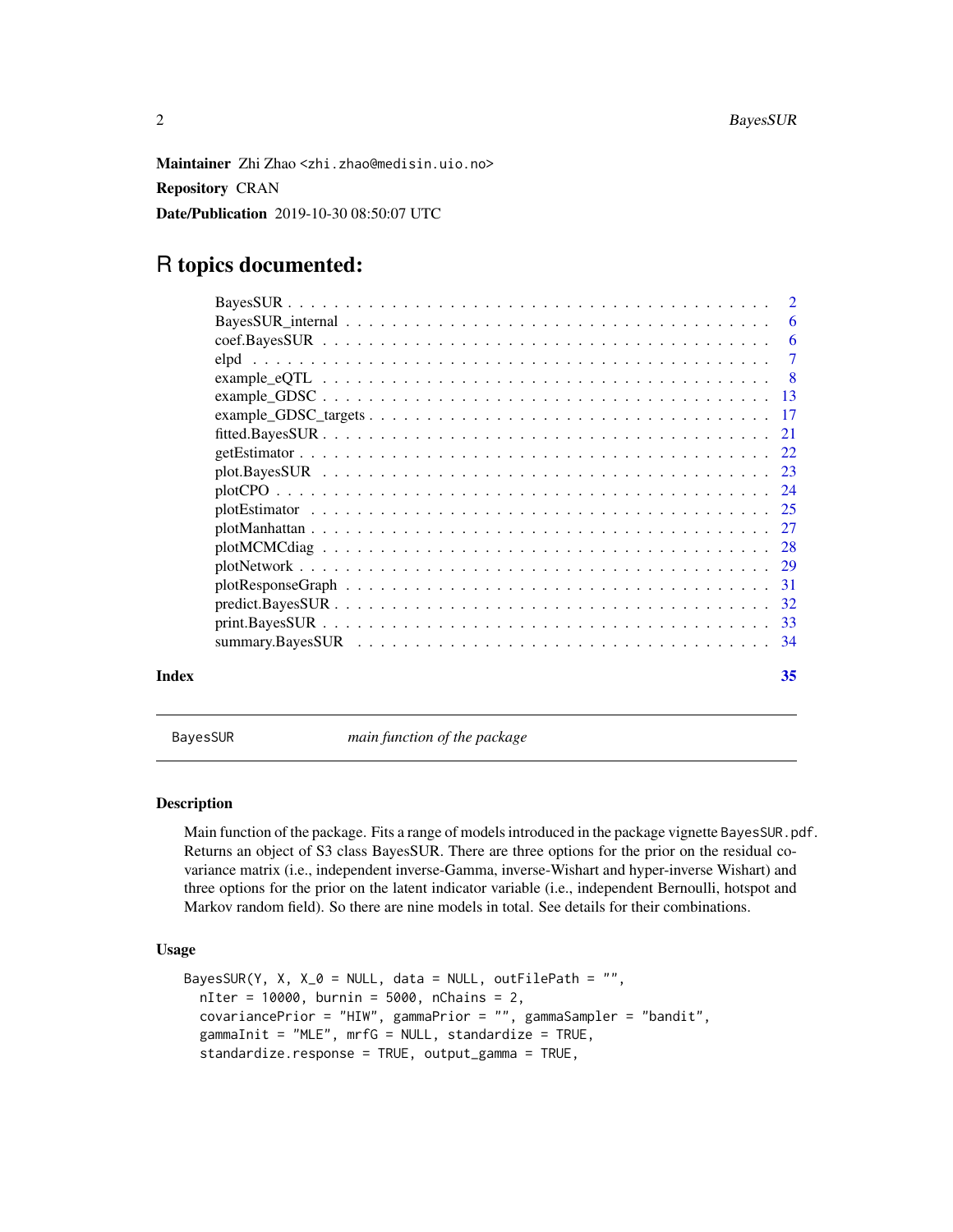**Maintainer** Zhi Zhao <zhi.zhao@medisin.uio.no>

**Repository** CRAN

**Date/Publication** 2019-10-30 08:50:07 UTC

# R topics documented:

- BayesSUR . . . 2
- BayesSUR_internal . . . 6
- coef.BayesSUR . . . 6
- elpd . . . 7
- example_eQTL . . . 8
- example_GDSC . . . 13
- example_GDSC_targets . . . 17
- fitted.BayesSUR . . . 21
- getEstimator . . . 22
- plot.BayesSUR . . . 23
- plotCPO . . . 24
- plotEstimator . . . 25
- plotManhattan . . . 27
- plotMCMCdiag . . . 28
- plotNetwork . . . 29
- plotResponseGraph . . . 31
- predict.BayesSUR . . . 32
- print.BayesSUR . . . 33
- summary.BayesSUR . . . 34

**Index** 35

---

`BayesSUR` *main function of the package*

---

### Description

Main function of the package. Fits a range of models introduced in the package vignette `BayesSUR.pdf`. Returns an object of S3 class BayesSUR. There are three options for the prior on the residual covariance matrix (i.e., independent inverse-Gamma, inverse-Wishart and hyper-inverse Wishart) and three options for the prior on the latent indicator variable (i.e., independent Bernoulli, hotspot and Markov random field). So there are nine models in total. See details for their combinations.

### Usage

```
BayesSUR(Y, X, X_0 = NULL, data = NULL, outFilePath = "",
  nIter = 10000, burnin = 5000, nChains = 2,
  covariancePrior = "HIW", gammaPrior = "", gammaSampler = "bandit",
  gammaInit = "MLE", mrfG = NULL, standardize = TRUE,
  standardize.response = TRUE, output_gamma = TRUE,
```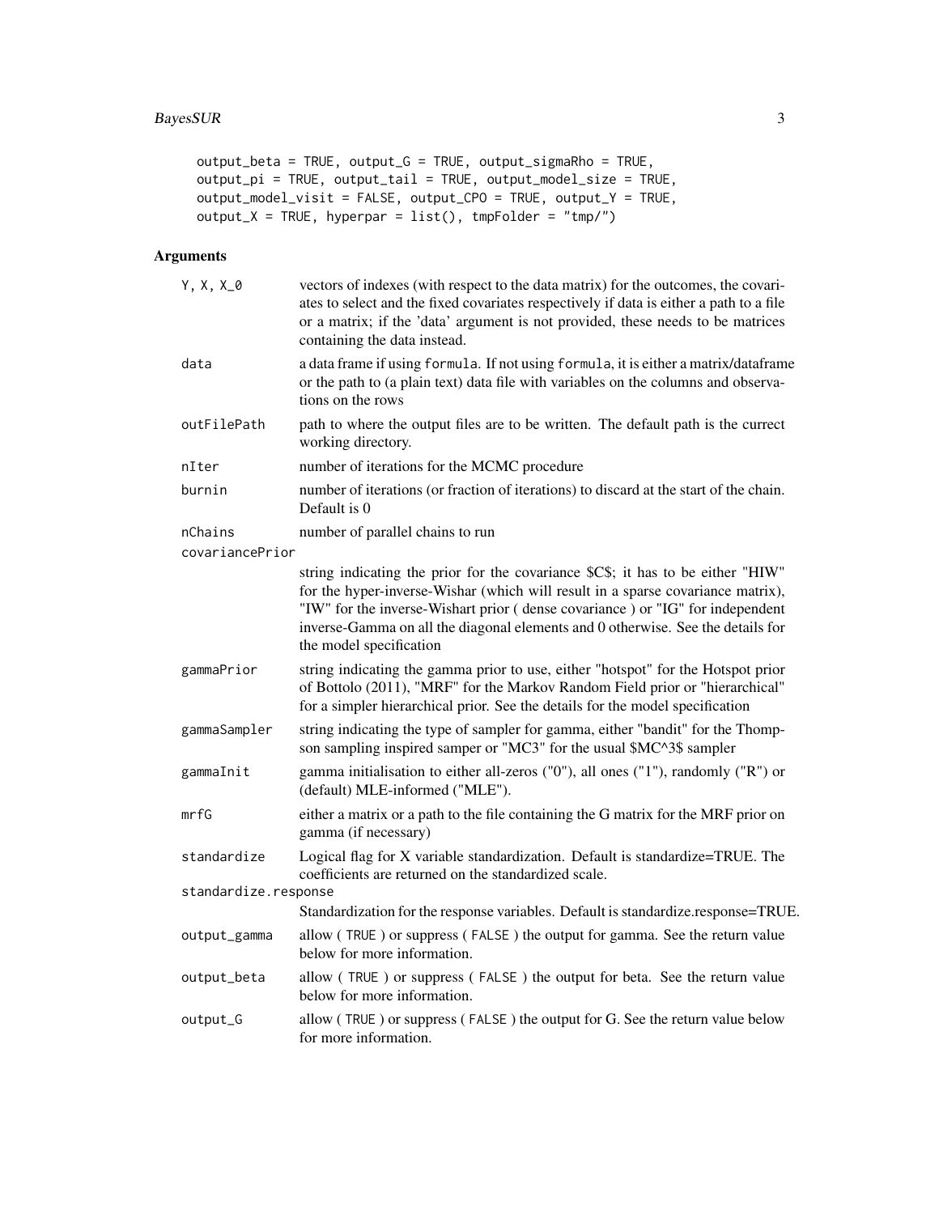```
output_beta = TRUE, output_G = TRUE, output_sigmaRho = TRUE,
output_pi = TRUE, output_tail = TRUE, output_model_size = TRUE,
output_model_visit = FALSE, output_CPO = TRUE, output_Y = TRUE,
output_X = TRUE, hyperpar = list(), tmpFolder = "tmp/")
```

## Arguments

| Argument | Description |
|---|---|
| Y, X, X_0 | vectors of indexes (with respect to the data matrix) for the outcomes, the covariates to select and the fixed covariates respectively if data is either a path to a file or a matrix; if the 'data' argument is not provided, these needs to be matrices containing the data instead. |
| data | a data frame if using `formula`. If not using `formula`, it is either a matrix/dataframe or the path to (a plain text) data file with variables on the columns and observations on the rows |
| outFilePath | path to where the output files are to be written. The default path is the currect working directory. |
| nIter | number of iterations for the MCMC procedure |
| burnin | number of iterations (or fraction of iterations) to discard at the start of the chain. Default is 0 |
| nChains | number of parallel chains to run |
| covariancePrior | string indicating the prior for the covariance $C$; it has to be either "HIW" for the hyper-inverse-Wishar (which will result in a sparse covariance matrix), "IW" for the inverse-Wishart prior ( dense covariance ) or "IG" for independent inverse-Gamma on all the diagonal elements and 0 otherwise. See the details for the model specification |
| gammaPrior | string indicating the gamma prior to use, either "hotspot" for the Hotspot prior of Bottolo (2011), "MRF" for the Markov Random Field prior or "hierarchical" for a simpler hierarchical prior. See the details for the model specification |
| gammaSampler | string indicating the type of sampler for gamma, either "bandit" for the Thompson sampling inspired samper or "MC3" for the usual $MC^3$ sampler |
| gammaInit | gamma initialisation to either all-zeros ("0"), all ones ("1"), randomly ("R") or (default) MLE-informed ("MLE"). |
| mrfG | either a matrix or a path to the file containing the G matrix for the MRF prior on gamma (if necessary) |
| standardize | Logical flag for X variable standardization. Default is standardize=TRUE. The coefficients are returned on the standardized scale. |
| standardize.response | Standardization for the response variables. Default is standardize.response=TRUE. |
| output_gamma | allow ( TRUE ) or suppress ( FALSE ) the output for gamma. See the return value below for more information. |
| output_beta | allow ( TRUE ) or suppress ( FALSE ) the output for beta. See the return value below for more information. |
| output_G | allow ( TRUE ) or suppress ( FALSE ) the output for G. See the return value below for more information. |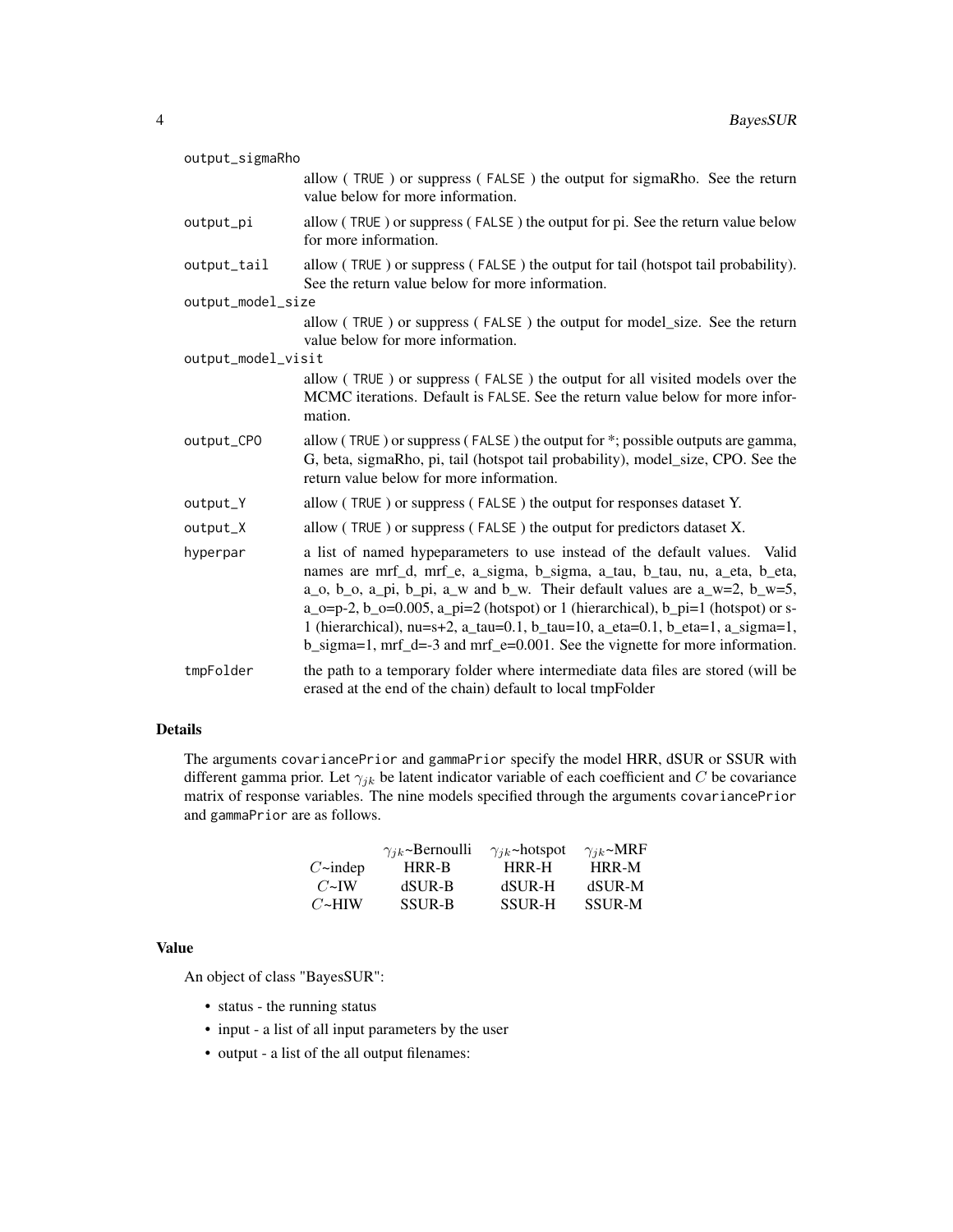output_sigmaRho
: allow ( TRUE ) or suppress ( FALSE ) the output for sigmaRho. See the return value below for more information.

output_pi
: allow ( TRUE ) or suppress ( FALSE ) the output for pi. See the return value below for more information.

output_tail
: allow ( TRUE ) or suppress ( FALSE ) the output for tail (hotspot tail probability). See the return value below for more information.

output_model_size
: allow ( TRUE ) or suppress ( FALSE ) the output for model_size. See the return value below for more information.

output_model_visit
: allow ( TRUE ) or suppress ( FALSE ) the output for all visited models over the MCMC iterations. Default is FALSE. See the return value below for more information.

output_CPO
: allow ( TRUE ) or suppress ( FALSE ) the output for *; possible outputs are gamma, G, beta, sigmaRho, pi, tail (hotspot tail probability), model_size, CPO. See the return value below for more information.

output_Y
: allow ( TRUE ) or suppress ( FALSE ) the output for responses dataset Y.

output_X
: allow ( TRUE ) or suppress ( FALSE ) the output for predictors dataset X.

hyperpar
: a list of named hypeparameters to use instead of the default values. Valid names are mrf_d, mrf_e, a_sigma, b_sigma, a_tau, b_tau, nu, a_eta, b_eta, a_o, b_o, a_pi, b_pi, a_w and b_w. Their default values are a_w=2, b_w=5, a_o=p-2, b_o=0.005, a_pi=2 (hotspot) or 1 (hierarchical), b_pi=1 (hotspot) or s-1 (hierarchical), nu=s+2, a_tau=0.1, b_tau=10, a_eta=0.1, b_eta=1, a_sigma=1, b_sigma=1, mrf_d=-3 and mrf_e=0.001. See the vignette for more information.

tmpFolder
: the path to a temporary folder where intermediate data files are stored (will be erased at the end of the chain) default to local tmpFolder

## Details

The arguments covariancePrior and gammaPrior specify the model HRR, dSUR or SSUR with different gamma prior. Let $\gamma_{jk}$ be latent indicator variable of each coefficient and $C$ be covariance matrix of response variables. The nine models specified through the arguments covariancePrior and gammaPrior are as follows.

| | $\gamma_{jk}$~Bernoulli | $\gamma_{jk}$~hotspot | $\gamma_{jk}$~MRF |
|---|---|---|---|
| $C$~indep | HRR-B | HRR-H | HRR-M |
| $C$~IW | dSUR-B | dSUR-H | dSUR-M |
| $C$~HIW | SSUR-B | SSUR-H | SSUR-M |

## Value

An object of class "BayesSUR":

- status - the running status
- input - a list of all input parameters by the user
- output - a list of the all output filenames: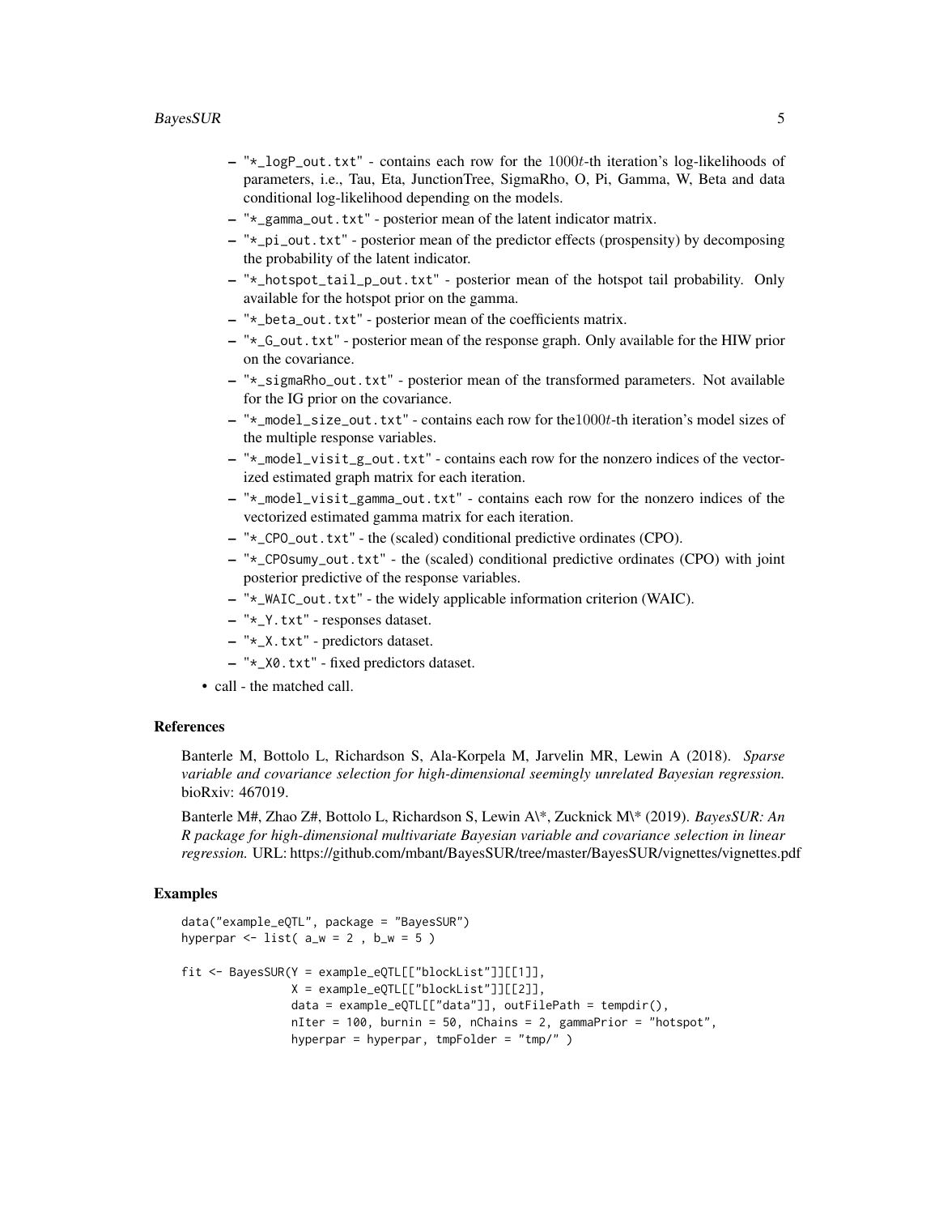- "*_logP_out.txt" - contains each row for the $1000t$-th iteration's log-likelihoods of parameters, i.e., Tau, Eta, JunctionTree, SigmaRho, O, Pi, Gamma, W, Beta and data conditional log-likelihood depending on the models.
- "*_gamma_out.txt" - posterior mean of the latent indicator matrix.
- "*_pi_out.txt" - posterior mean of the predictor effects (prospensity) by decomposing the probability of the latent indicator.
- "*_hotspot_tail_p_out.txt" - posterior mean of the hotspot tail probability. Only available for the hotspot prior on the gamma.
- "*_beta_out.txt" - posterior mean of the coefficients matrix.
- "*_G_out.txt" - posterior mean of the response graph. Only available for the HIW prior on the covariance.
- "*_sigmaRho_out.txt" - posterior mean of the transformed parameters. Not available for the IG prior on the covariance.
- "*_model_size_out.txt" - contains each row for the$1000t$-th iteration's model sizes of the multiple response variables.
- "*_model_visit_g_out.txt" - contains each row for the nonzero indices of the vectorized estimated graph matrix for each iteration.
- "*_model_visit_gamma_out.txt" - contains each row for the nonzero indices of the vectorized estimated gamma matrix for each iteration.
- "*_CPO_out.txt" - the (scaled) conditional predictive ordinates (CPO).
- "*_CPOsumy_out.txt" - the (scaled) conditional predictive ordinates (CPO) with joint posterior predictive of the response variables.
- "*_WAIC_out.txt" - the widely applicable information criterion (WAIC).
- "*_Y.txt" - responses dataset.
- "*_X.txt" - predictors dataset.
- "*_X0.txt" - fixed predictors dataset.

- call - the matched call.

## References

Banterle M, Bottolo L, Richardson S, Ala-Korpela M, Jarvelin MR, Lewin A (2018). *Sparse variable and covariance selection for high-dimensional seemingly unrelated Bayesian regression.* bioRxiv: 467019.

Banterle M#, Zhao Z#, Bottolo L, Richardson S, Lewin A\*, Zucknick M\* (2019). *BayesSUR: An R package for high-dimensional multivariate Bayesian variable and covariance selection in linear regression.* URL: https://github.com/mbant/BayesSUR/tree/master/BayesSUR/vignettes/vignettes.pdf

## Examples

```
data("example_eQTL", package = "BayesSUR")
hyperpar <- list( a_w = 2 , b_w = 5 )

fit <- BayesSUR(Y = example_eQTL[["blockList"]][[1]],
                X = example_eQTL[["blockList"]][[2]],
                data = example_eQTL[["data"]], outFilePath = tempdir(),
                nIter = 100, burnin = 50, nChains = 2, gammaPrior = "hotspot",
                hyperpar = hyperpar, tmpFolder = "tmp/" )
```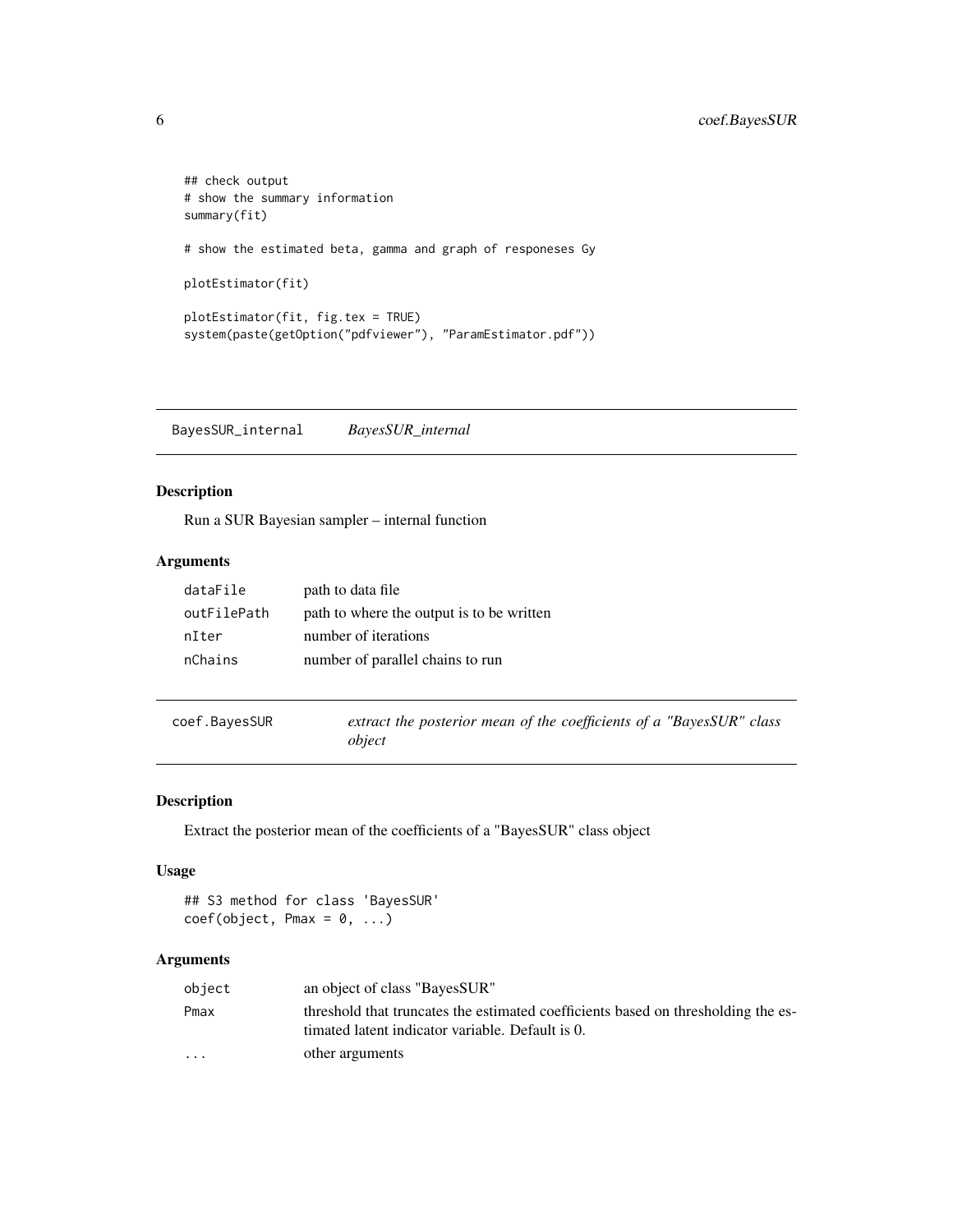```
## check output
# show the summary information
summary(fit)

# show the estimated beta, gamma and graph of responeses Gy

plotEstimator(fit)

plotEstimator(fit, fig.tex = TRUE)
system(paste(getOption("pdfviewer"), "ParamEstimator.pdf"))
```

## BayesSUR_internal — *BayesSUR_internal*

### Description

Run a SUR Bayesian sampler – internal function

### Arguments

| | |
|---|---|
| `dataFile` | path to data file |
| `outFilePath` | path to where the output is to be written |
| `nIter` | number of iterations |
| `nChains` | number of parallel chains to run |

## coef.BayesSUR — *extract the posterior mean of the coefficients of a "BayesSUR" class object*

### Description

Extract the posterior mean of the coefficients of a "BayesSUR" class object

### Usage

```
## S3 method for class 'BayesSUR'
coef(object, Pmax = 0, ...)
```

### Arguments

| | |
|---|---|
| `object` | an object of class "BayesSUR" |
| `Pmax` | threshold that truncates the estimated coefficients based on thresholding the estimated latent indicator variable. Default is 0. |
| `...` | other arguments |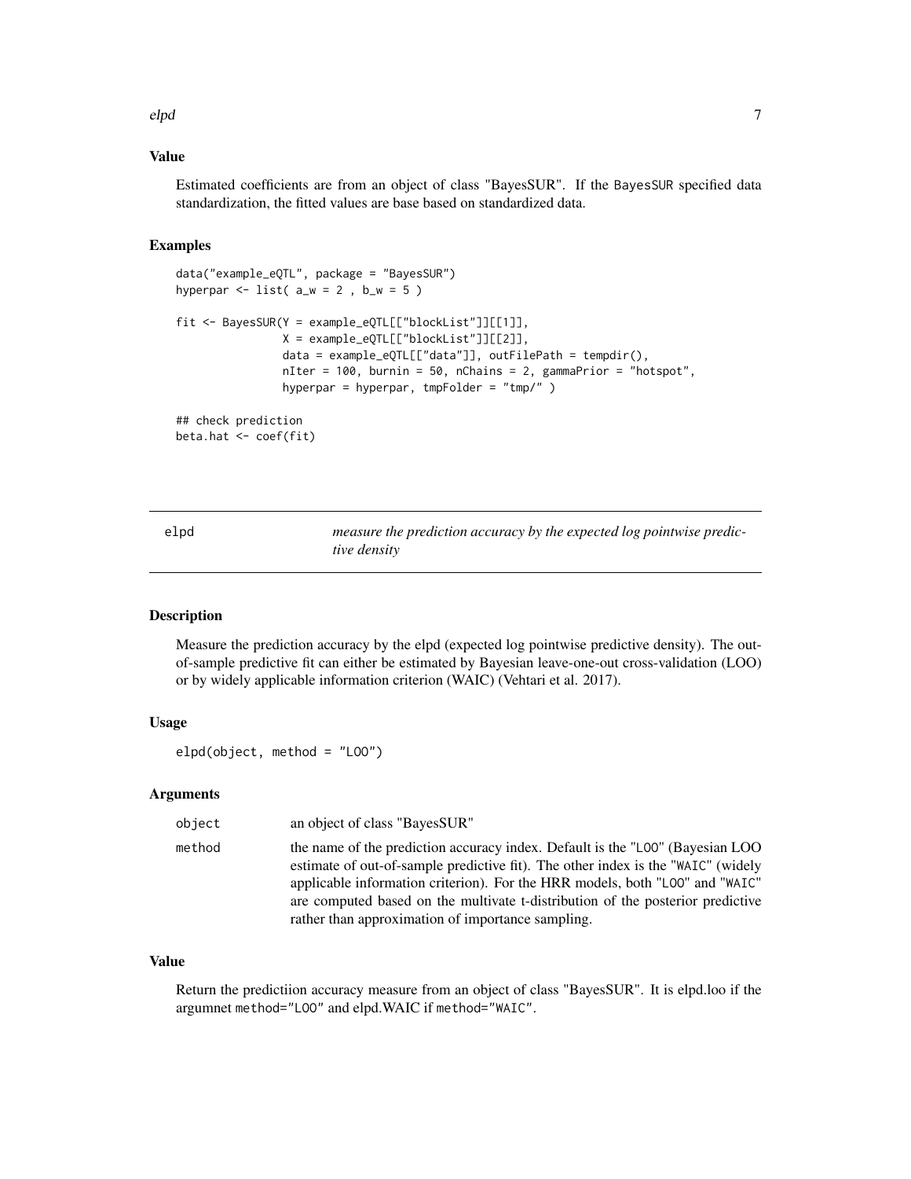### Value

Estimated coefficients are from an object of class "BayesSUR". If the BayesSUR specified data standardization, the fitted values are base based on standardized data.

### Examples

```
data("example_eQTL", package = "BayesSUR")
hyperpar <- list( a_w = 2 , b_w = 5 )

fit <- BayesSUR(Y = example_eQTL[["blockList"]][[1]],
                X = example_eQTL[["blockList"]][[2]],
                data = example_eQTL[["data"]], outFilePath = tempdir(),
                nIter = 100, burnin = 50, nChains = 2, gammaPrior = "hotspot",
                hyperpar = hyperpar, tmpFolder = "tmp/" )

## check prediction
beta.hat <- coef(fit)
```

## elpd — *measure the prediction accuracy by the expected log pointwise predictive density*

### Description

Measure the prediction accuracy by the elpd (expected log pointwise predictive density). The out-of-sample predictive fit can either be estimated by Bayesian leave-one-out cross-validation (LOO) or by widely applicable information criterion (WAIC) (Vehtari et al. 2017).

### Usage

```
elpd(object, method = "LOO")
```

### Arguments

| | |
|---|---|
| object | an object of class "BayesSUR" |
| method | the name of the prediction accuracy index. Default is the "LOO" (Bayesian LOO estimate of out-of-sample predictive fit). The other index is the "WAIC" (widely applicable information criterion). For the HRR models, both "LOO" and "WAIC" are computed based on the multivate t-distribution of the posterior predictive rather than approximation of importance sampling. |

### Value

Return the predictiion accuracy measure from an object of class "BayesSUR". It is elpd.loo if the argumnet method="LOO" and elpd.WAIC if method="WAIC".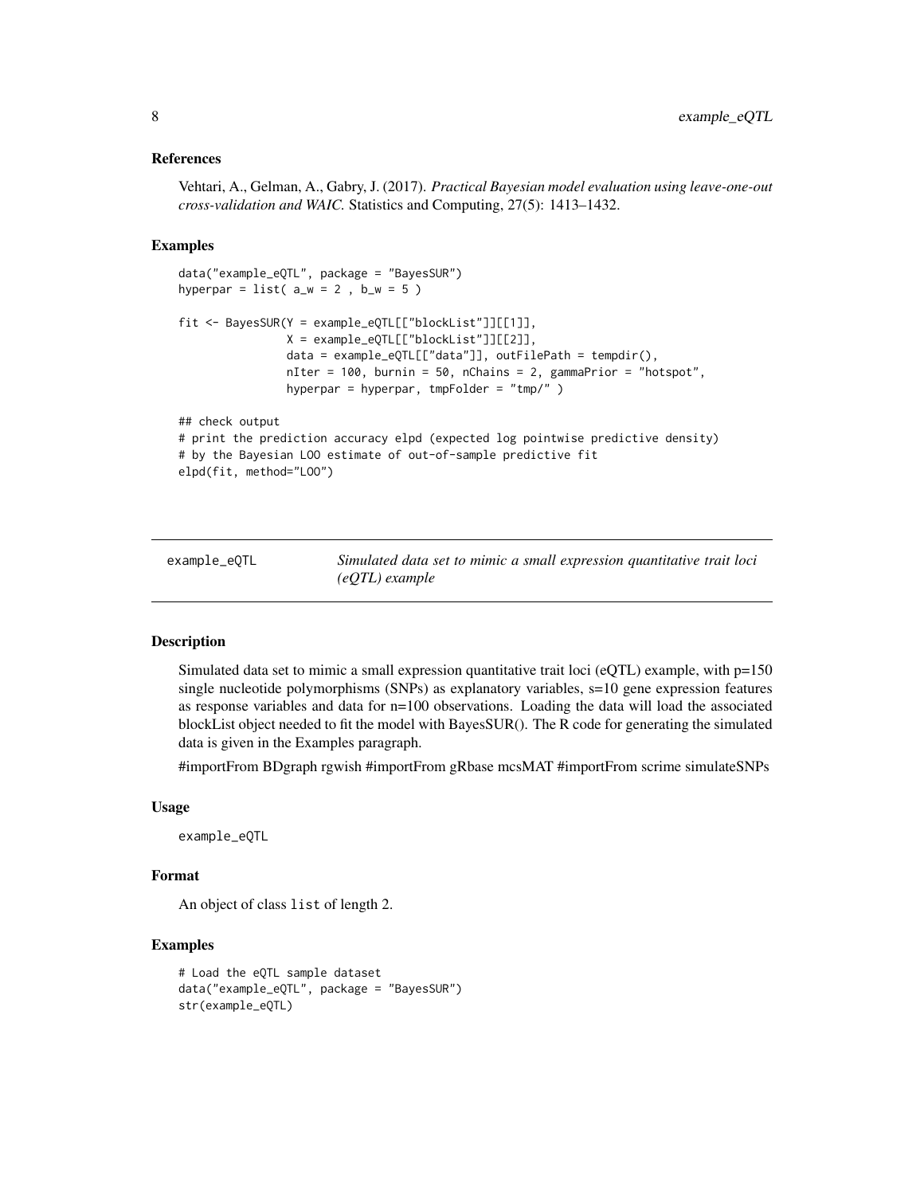### References

Vehtari, A., Gelman, A., Gabry, J. (2017). *Practical Bayesian model evaluation using leave-one-out cross-validation and WAIC.* Statistics and Computing, 27(5): 1413–1432.

### Examples

```
data("example_eQTL", package = "BayesSUR")
hyperpar = list( a_w = 2 , b_w = 5 )

fit <- BayesSUR(Y = example_eQTL[["blockList"]][[1]],
                X = example_eQTL[["blockList"]][[2]],
                data = example_eQTL[["data"]], outFilePath = tempdir(),
                nIter = 100, burnin = 50, nChains = 2, gammaPrior = "hotspot",
                hyperpar = hyperpar, tmpFolder = "tmp/" )

## check output
# print the prediction accuracy elpd (expected log pointwise predictive density)
# by the Bayesian LOO estimate of out-of-sample predictive fit
elpd(fit, method="LOO")
```

---

## example_eQTL — *Simulated data set to mimic a small expression quantitative trait loci (eQTL) example*

---

### Description

Simulated data set to mimic a small expression quantitative trait loci (eQTL) example, with p=150 single nucleotide polymorphisms (SNPs) as explanatory variables, s=10 gene expression features as response variables and data for n=100 observations. Loading the data will load the associated blockList object needed to fit the model with BayesSUR(). The R code for generating the simulated data is given in the Examples paragraph.

#importFrom BDgraph rgwish #importFrom gRbase mcsMAT #importFrom scrime simulateSNPs

### Usage

```
example_eQTL
```

### Format

An object of class `list` of length 2.

### Examples

```
# Load the eQTL sample dataset
data("example_eQTL", package = "BayesSUR")
str(example_eQTL)
```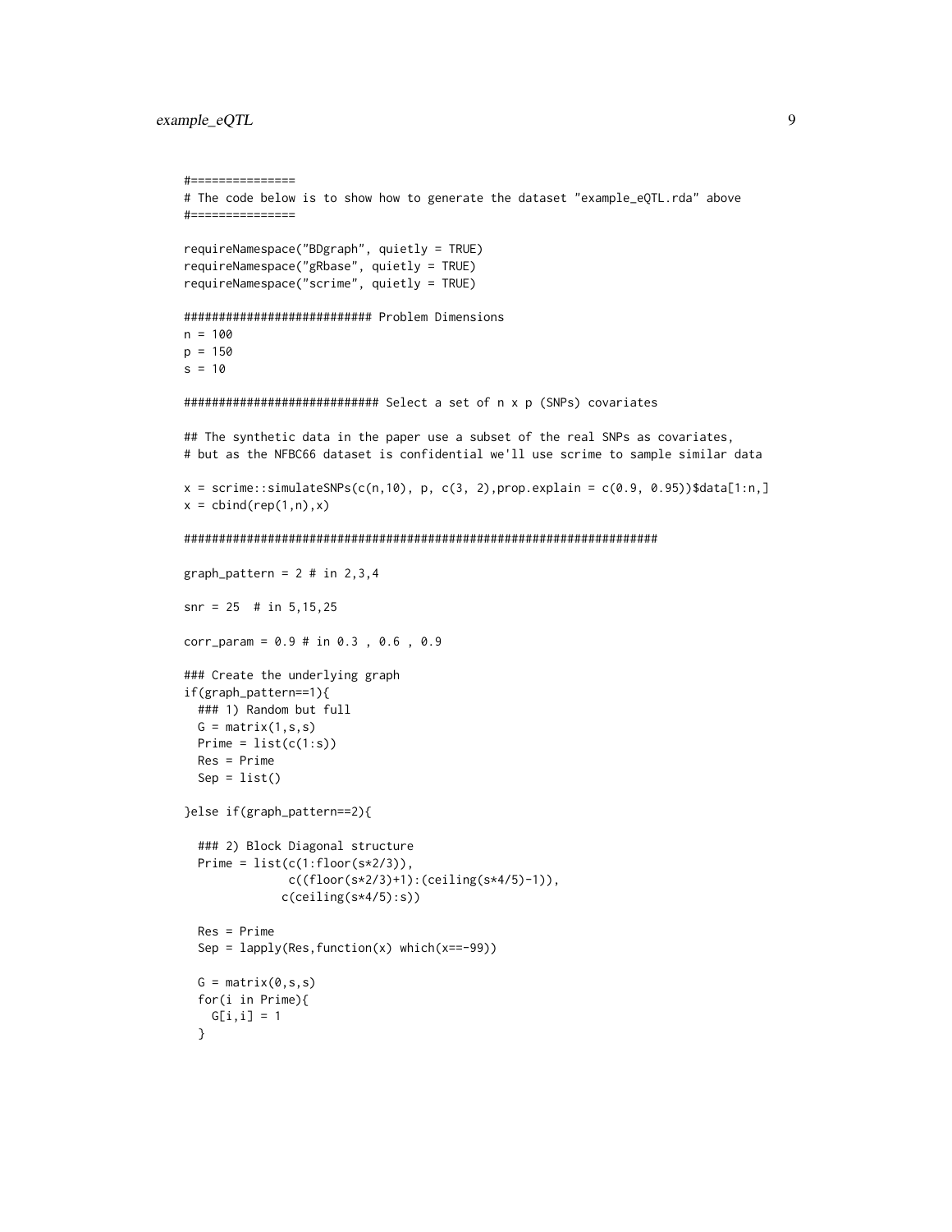```
#===============
# The code below is to show how to generate the dataset "example_eQTL.rda" above
#===============

requireNamespace("BDgraph", quietly = TRUE)
requireNamespace("gRbase", quietly = TRUE)
requireNamespace("scrime", quietly = TRUE)

########################## Problem Dimensions
n = 100
p = 150
s = 10

########################### Select a set of n x p (SNPs) covariates

## The synthetic data in the paper use a subset of the real SNPs as covariates,
# but as the NFBC66 dataset is confidential we'll use scrime to sample similar data

x = scrime::simulateSNPs(c(n,10), p, c(3, 2),prop.explain = c(0.9, 0.95))$data[1:n,]
x = cbind(rep(1,n),x)

###################################################################

graph_pattern = 2 # in 2,3,4

snr = 25  # in 5,15,25

corr_param = 0.9 # in 0.3 , 0.6 , 0.9

### Create the underlying graph
if(graph_pattern==1){
  ### 1) Random but full
  G = matrix(1,s,s)
  Prime = list(c(1:s))
  Res = Prime
  Sep = list()

}else if(graph_pattern==2){

  ### 2) Block Diagonal structure
  Prime = list(c(1:floor(s*2/3)),
               c((floor(s*2/3)+1):(ceiling(s*4/5)-1)),
              c(ceiling(s*4/5):s))

  Res = Prime
  Sep = lapply(Res,function(x) which(x==-99))

  G = matrix(0,s,s)
  for(i in Prime){
    G[i,i] = 1
  }
```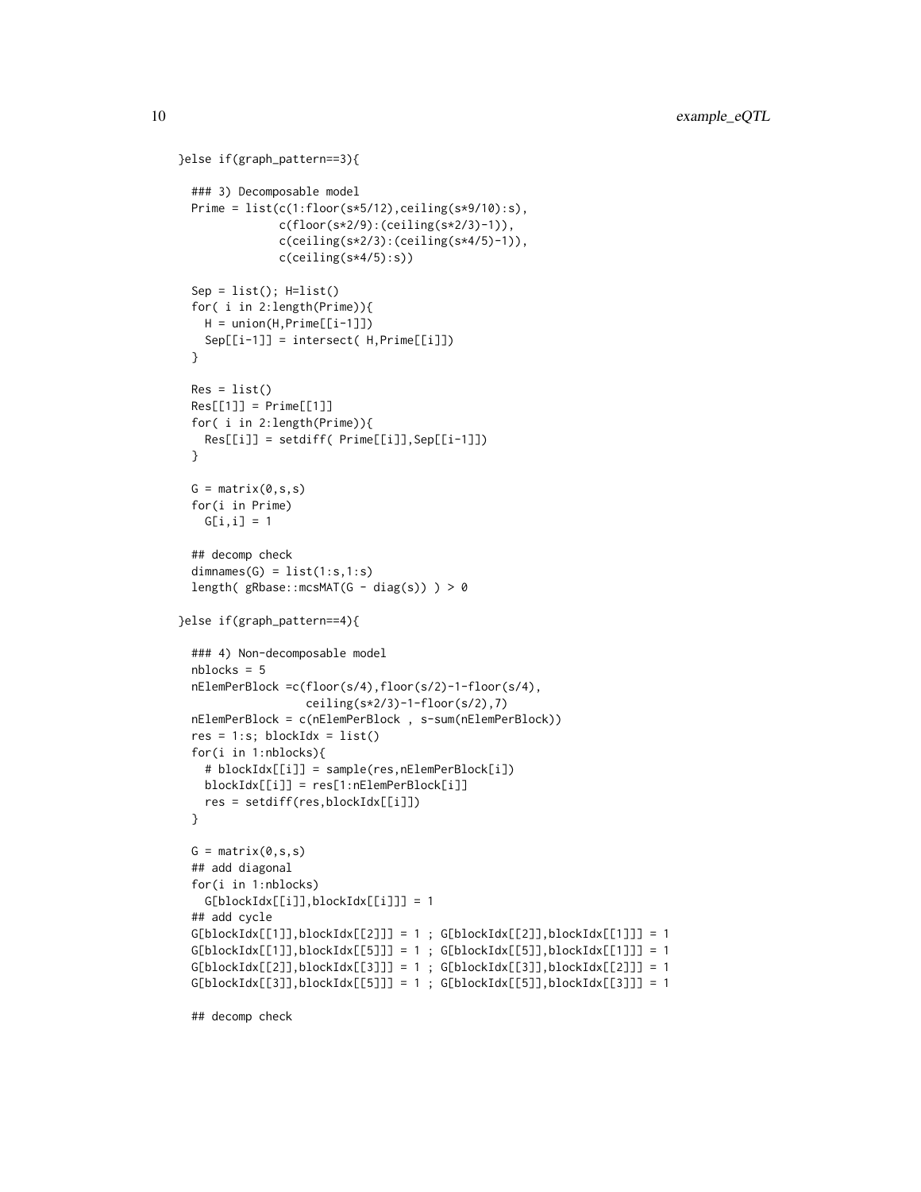```
}else if(graph_pattern==3){

  ### 3) Decomposable model
  Prime = list(c(1:floor(s*5/12),ceiling(s*9/10):s),
               c(floor(s*2/9):(ceiling(s*2/3)-1)),
               c(ceiling(s*2/3):(ceiling(s*4/5)-1)),
               c(ceiling(s*4/5):s))

  Sep = list(); H=list()
  for( i in 2:length(Prime)){
    H = union(H,Prime[[i-1]])
    Sep[[i-1]] = intersect( H,Prime[[i]])
  }

  Res = list()
  Res[[1]] = Prime[[1]]
  for( i in 2:length(Prime)){
    Res[[i]] = setdiff( Prime[[i]],Sep[[i-1]])
  }

  G = matrix(0,s,s)
  for(i in Prime)
    G[i,i] = 1

  ## decomp check
  dimnames(G) = list(1:s,1:s)
  length( gRbase::mcsMAT(G - diag(s)) ) > 0

}else if(graph_pattern==4){

  ### 4) Non-decomposable model
  nblocks = 5
  nElemPerBlock =c(floor(s/4),floor(s/2)-1-floor(s/4),
                   ceiling(s*2/3)-1-floor(s/2),7)
  nElemPerBlock = c(nElemPerBlock , s-sum(nElemPerBlock))
  res = 1:s; blockIdx = list()
  for(i in 1:nblocks){
    # blockIdx[[i]] = sample(res,nElemPerBlock[i])
    blockIdx[[i]] = res[1:nElemPerBlock[i]]
    res = setdiff(res,blockIdx[[i]])
  }

  G = matrix(0,s,s)
  ## add diagonal
  for(i in 1:nblocks)
    G[blockIdx[[i]],blockIdx[[i]]] = 1
  ## add cycle
  G[blockIdx[[1]],blockIdx[[2]]] = 1 ; G[blockIdx[[2]],blockIdx[[1]]] = 1
  G[blockIdx[[1]],blockIdx[[5]]] = 1 ; G[blockIdx[[5]],blockIdx[[1]]] = 1
  G[blockIdx[[2]],blockIdx[[3]]] = 1 ; G[blockIdx[[3]],blockIdx[[2]]] = 1
  G[blockIdx[[3]],blockIdx[[5]]] = 1 ; G[blockIdx[[5]],blockIdx[[3]]] = 1

  ## decomp check
```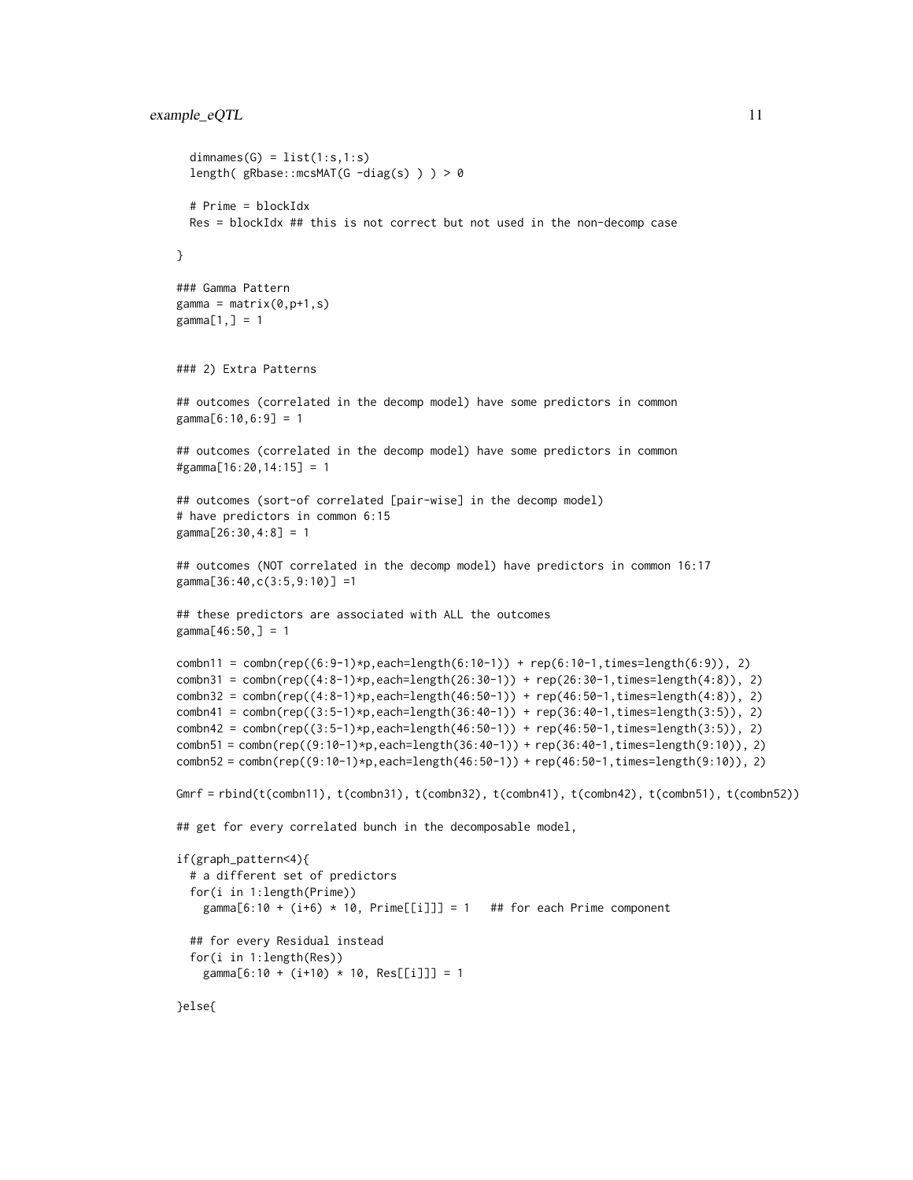```
  dimnames(G) = list(1:s,1:s)
  length( gRbase::mcsMAT(G -diag(s) ) ) > 0

  # Prime = blockIdx
  Res = blockIdx ## this is not correct but not used in the non-decomp case

}

### Gamma Pattern
gamma = matrix(0,p+1,s)
gamma[1,] = 1


### 2) Extra Patterns

## outcomes (correlated in the decomp model) have some predictors in common
gamma[6:10,6:9] = 1

## outcomes (correlated in the decomp model) have some predictors in common
#gamma[16:20,14:15] = 1

## outcomes (sort-of correlated [pair-wise] in the decomp model)
# have predictors in common 6:15
gamma[26:30,4:8] = 1

## outcomes (NOT correlated in the decomp model) have predictors in common 16:17
gamma[36:40,c(3:5,9:10)] =1

## these predictors are associated with ALL the outcomes
gamma[46:50,] = 1

combn11 = combn(rep((6:9-1)*p,each=length(6:10-1)) + rep(6:10-1,times=length(6:9)), 2)
combn31 = combn(rep((4:8-1)*p,each=length(26:30-1)) + rep(26:30-1,times=length(4:8)), 2)
combn32 = combn(rep((4:8-1)*p,each=length(46:50-1)) + rep(46:50-1,times=length(4:8)), 2)
combn41 = combn(rep((3:5-1)*p,each=length(36:40-1)) + rep(36:40-1,times=length(3:5)), 2)
combn42 = combn(rep((3:5-1)*p,each=length(46:50-1)) + rep(46:50-1,times=length(3:5)), 2)
combn51 = combn(rep((9:10-1)*p,each=length(36:40-1)) + rep(36:40-1,times=length(9:10)), 2)
combn52 = combn(rep((9:10-1)*p,each=length(46:50-1)) + rep(46:50-1,times=length(9:10)), 2)

Gmrf = rbind(t(combn11), t(combn31), t(combn32), t(combn41), t(combn42), t(combn51), t(combn52))

## get for every correlated bunch in the decomposable model,

if(graph_pattern<4){
  # a different set of predictors
  for(i in 1:length(Prime))
    gamma[6:10 + (i+6) * 10, Prime[[i]]] = 1   ## for each Prime component

  ## for every Residual instead
  for(i in 1:length(Res))
    gamma[6:10 + (i+10) * 10, Res[[i]]] = 1

}else{
```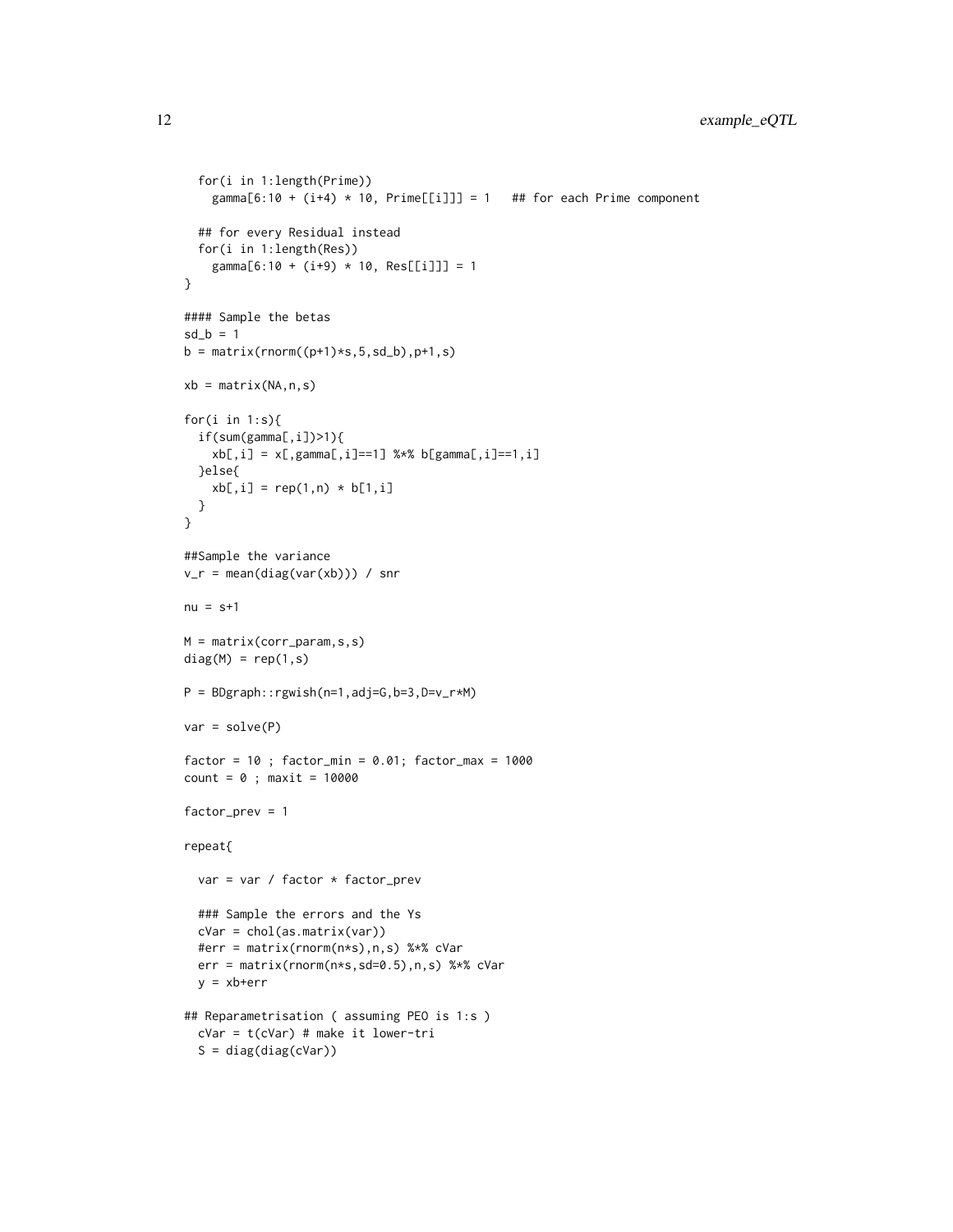```
  for(i in 1:length(Prime))
    gamma[6:10 + (i+4) * 10, Prime[[i]]] = 1   ## for each Prime component

  ## for every Residual instead
  for(i in 1:length(Res))
    gamma[6:10 + (i+9) * 10, Res[[i]]] = 1
}

#### Sample the betas
sd_b = 1
b = matrix(rnorm((p+1)*s,5,sd_b),p+1,s)

xb = matrix(NA,n,s)

for(i in 1:s){
  if(sum(gamma[,i])>1){
    xb[,i] = x[,gamma[,i]==1] %*% b[gamma[,i]==1,i]
  }else{
    xb[,i] = rep(1,n) * b[1,i]
  }
}

##Sample the variance
v_r = mean(diag(var(xb))) / snr

nu = s+1

M = matrix(corr_param,s,s)
diag(M) = rep(1,s)

P = BDgraph::rgwish(n=1,adj=G,b=3,D=v_r*M)

var = solve(P)

factor = 10 ; factor_min = 0.01; factor_max = 1000
count = 0 ; maxit = 10000

factor_prev = 1

repeat{

  var = var / factor * factor_prev

  ### Sample the errors and the Ys
  cVar = chol(as.matrix(var))
  #err = matrix(rnorm(n*s),n,s) %*% cVar
  err = matrix(rnorm(n*s,sd=0.5),n,s) %*% cVar
  y = xb+err

## Reparametrisation ( assuming PEO is 1:s )
  cVar = t(cVar) # make it lower-tri
  S = diag(diag(cVar))
```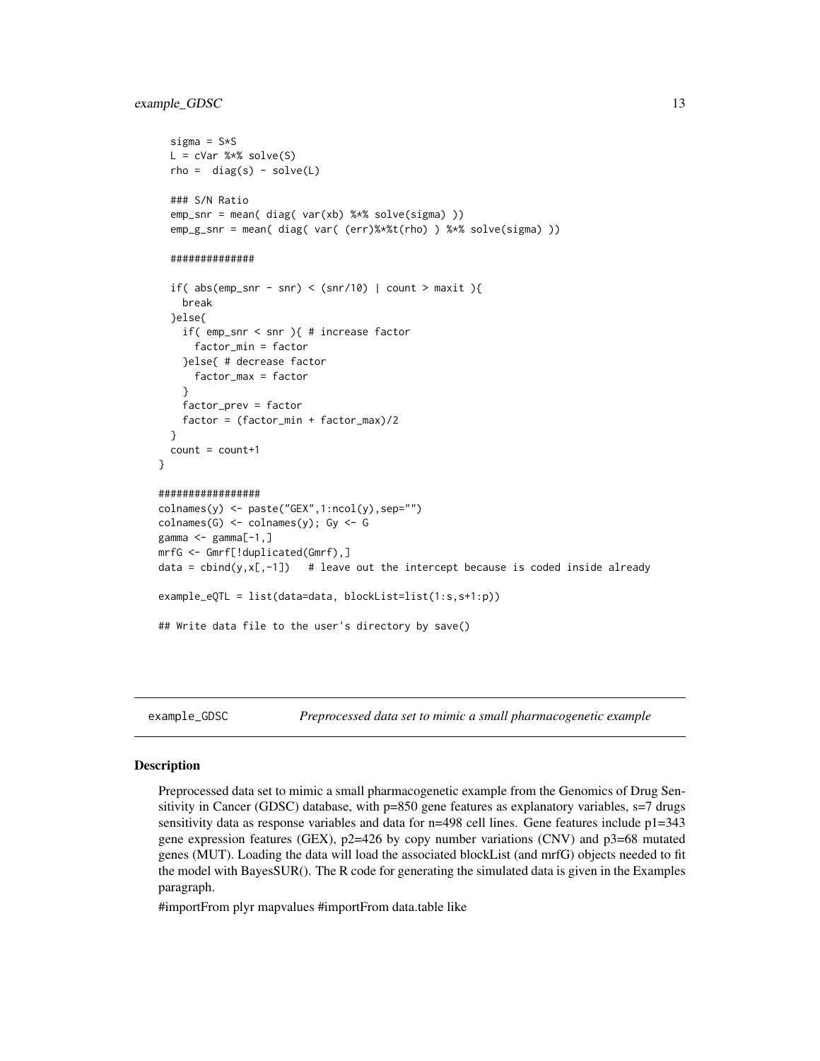```
    sigma = S*S
    L = cVar %*% solve(S)
    rho =  diag(s) - solve(L)

    ### S/N Ratio
    emp_snr = mean( diag( var(xb) %*% solve(sigma) ))
    emp_g_snr = mean( diag( var( (err)%*%t(rho) ) %*% solve(sigma) ))

    ##############

    if( abs(emp_snr - snr) < (snr/10) | count > maxit ){
      break
    }else{
      if( emp_snr < snr ){ # increase factor
        factor_min = factor
      }else{ # decrease factor
        factor_max = factor
      }
      factor_prev = factor
      factor = (factor_min + factor_max)/2
    }
    count = count+1
  }

  #################
  colnames(y) <- paste("GEX",1:ncol(y),sep="")
  colnames(G) <- colnames(y); Gy <- G
  gamma <- gamma[-1,]
  mrfG <- Gmrf[!duplicated(Gmrf),]
  data = cbind(y,x[,-1])   # leave out the intercept because is coded inside already

  example_eQTL = list(data=data, blockList=list(1:s,s+1:p))

  ## Write data file to the user's directory by save()
```

---

`example_GDSC` *Preprocessed data set to mimic a small pharmacogenetic example*

---

## Description

Preprocessed data set to mimic a small pharmacogenetic example from the Genomics of Drug Sensitivity in Cancer (GDSC) database, with p=850 gene features as explanatory variables, s=7 drugs sensitivity data as response variables and data for n=498 cell lines. Gene features include p1=343 gene expression features (GEX), p2=426 by copy number variations (CNV) and p3=68 mutated genes (MUT). Loading the data will load the associated blockList (and mrfG) objects needed to fit the model with BayesSUR(). The R code for generating the simulated data is given in the Examples paragraph.

#importFrom plyr mapvalues #importFrom data.table like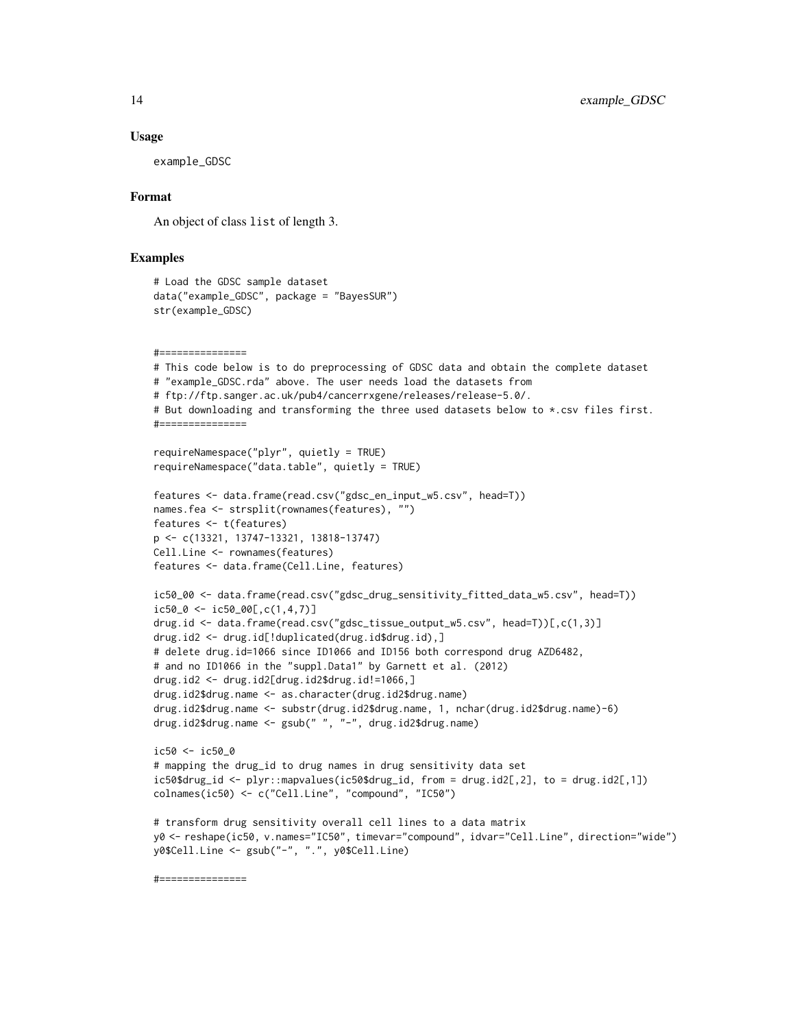### Usage

```
example_GDSC
```

### Format

An object of class `list` of length 3.

### Examples

```
# Load the GDSC sample dataset
data("example_GDSC", package = "BayesSUR")
str(example_GDSC)


#===============
# This code below is to do preprocessing of GDSC data and obtain the complete dataset
# "example_GDSC.rda" above. The user needs load the datasets from
# ftp://ftp.sanger.ac.uk/pub4/cancerrxgene/releases/release-5.0/.
# But downloading and transforming the three used datasets below to *.csv files first.
#===============

requireNamespace("plyr", quietly = TRUE)
requireNamespace("data.table", quietly = TRUE)

features <- data.frame(read.csv("gdsc_en_input_w5.csv", head=T))
names.fea <- strsplit(rownames(features), "")
features <- t(features)
p <- c(13321, 13747-13321, 13818-13747)
Cell.Line <- rownames(features)
features <- data.frame(Cell.Line, features)

ic50_00 <- data.frame(read.csv("gdsc_drug_sensitivity_fitted_data_w5.csv", head=T))
ic50_0 <- ic50_00[,c(1,4,7)]
drug.id <- data.frame(read.csv("gdsc_tissue_output_w5.csv", head=T))[,c(1,3)]
drug.id2 <- drug.id[!duplicated(drug.id$drug.id),]
# delete drug.id=1066 since ID1066 and ID156 both correspond drug AZD6482,
# and no ID1066 in the "suppl.Data1" by Garnett et al. (2012)
drug.id2 <- drug.id2[drug.id2$drug.id!=1066,]
drug.id2$drug.name <- as.character(drug.id2$drug.name)
drug.id2$drug.name <- substr(drug.id2$drug.name, 1, nchar(drug.id2$drug.name)-6)
drug.id2$drug.name <- gsub(" ", "-", drug.id2$drug.name)

ic50 <- ic50_0
# mapping the drug_id to drug names in drug sensitivity data set
ic50$drug_id <- plyr::mapvalues(ic50$drug_id, from = drug.id2[,2], to = drug.id2[,1])
colnames(ic50) <- c("Cell.Line", "compound", "IC50")

# transform drug sensitivity overall cell lines to a data matrix
y0 <- reshape(ic50, v.names="IC50", timevar="compound", idvar="Cell.Line", direction="wide")
y0$Cell.Line <- gsub("-", ".", y0$Cell.Line)

#===============
```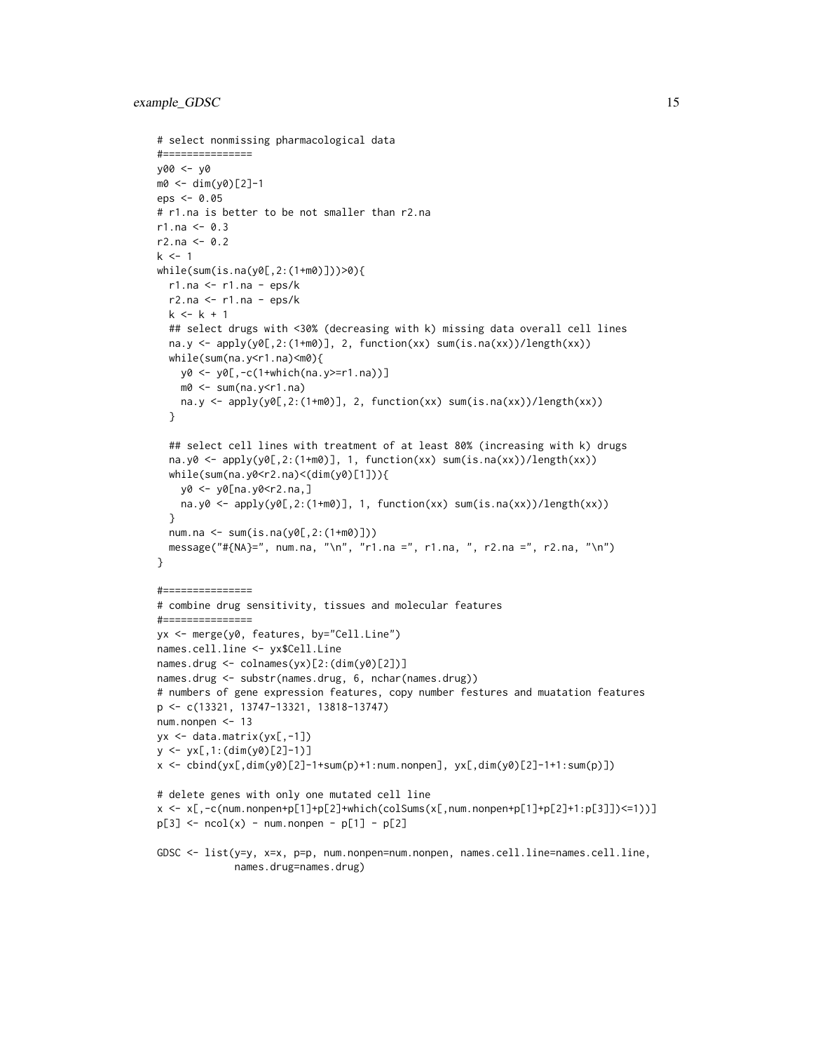```
# select nonmissing pharmacological data
#===============
y00 <- y0
m0 <- dim(y0)[2]-1
eps <- 0.05
# r1.na is better to be not smaller than r2.na
r1.na <- 0.3
r2.na <- 0.2
k <- 1
while(sum(is.na(y0[,2:(1+m0)]))>0){
  r1.na <- r1.na - eps/k
  r2.na <- r1.na - eps/k
  k <- k + 1
  ## select drugs with <30% (decreasing with k) missing data overall cell lines
  na.y <- apply(y0[,2:(1+m0)], 2, function(xx) sum(is.na(xx))/length(xx))
  while(sum(na.y<r1.na)<m0){
    y0 <- y0[,-c(1+which(na.y>=r1.na))]
    m0 <- sum(na.y<r1.na)
    na.y <- apply(y0[,2:(1+m0)], 2, function(xx) sum(is.na(xx))/length(xx))
  }

  ## select cell lines with treatment of at least 80% (increasing with k) drugs
  na.y0 <- apply(y0[,2:(1+m0)], 1, function(xx) sum(is.na(xx))/length(xx))
  while(sum(na.y0<r2.na)<(dim(y0)[1])){
    y0 <- y0[na.y0<r2.na,]
    na.y0 <- apply(y0[,2:(1+m0)], 1, function(xx) sum(is.na(xx))/length(xx))
  }
  num.na <- sum(is.na(y0[,2:(1+m0)]))
  message("#{NA}=", num.na, "\n", "r1.na =", r1.na, ", r2.na =", r2.na, "\n")
}

#===============
# combine drug sensitivity, tissues and molecular features
#===============
yx <- merge(y0, features, by="Cell.Line")
names.cell.line <- yx$Cell.Line
names.drug <- colnames(yx)[2:(dim(y0)[2])]
names.drug <- substr(names.drug, 6, nchar(names.drug))
# numbers of gene expression features, copy number festures and muatation features
p <- c(13321, 13747-13321, 13818-13747)
num.nonpen <- 13
yx <- data.matrix(yx[,-1])
y <- yx[,1:(dim(y0)[2]-1)]
x <- cbind(yx[,dim(y0)[2]-1+sum(p)+1:num.nonpen], yx[,dim(y0)[2]-1+1:sum(p)])

# delete genes with only one mutated cell line
x <- x[,-c(num.nonpen+p[1]+p[2]+which(colSums(x[,num.nonpen+p[1]+p[2]+1:p[3]])<=1))]
p[3] <- ncol(x) - num.nonpen - p[1] - p[2]

GDSC <- list(y=y, x=x, p=p, num.nonpen=num.nonpen, names.cell.line=names.cell.line,
             names.drug=names.drug)
```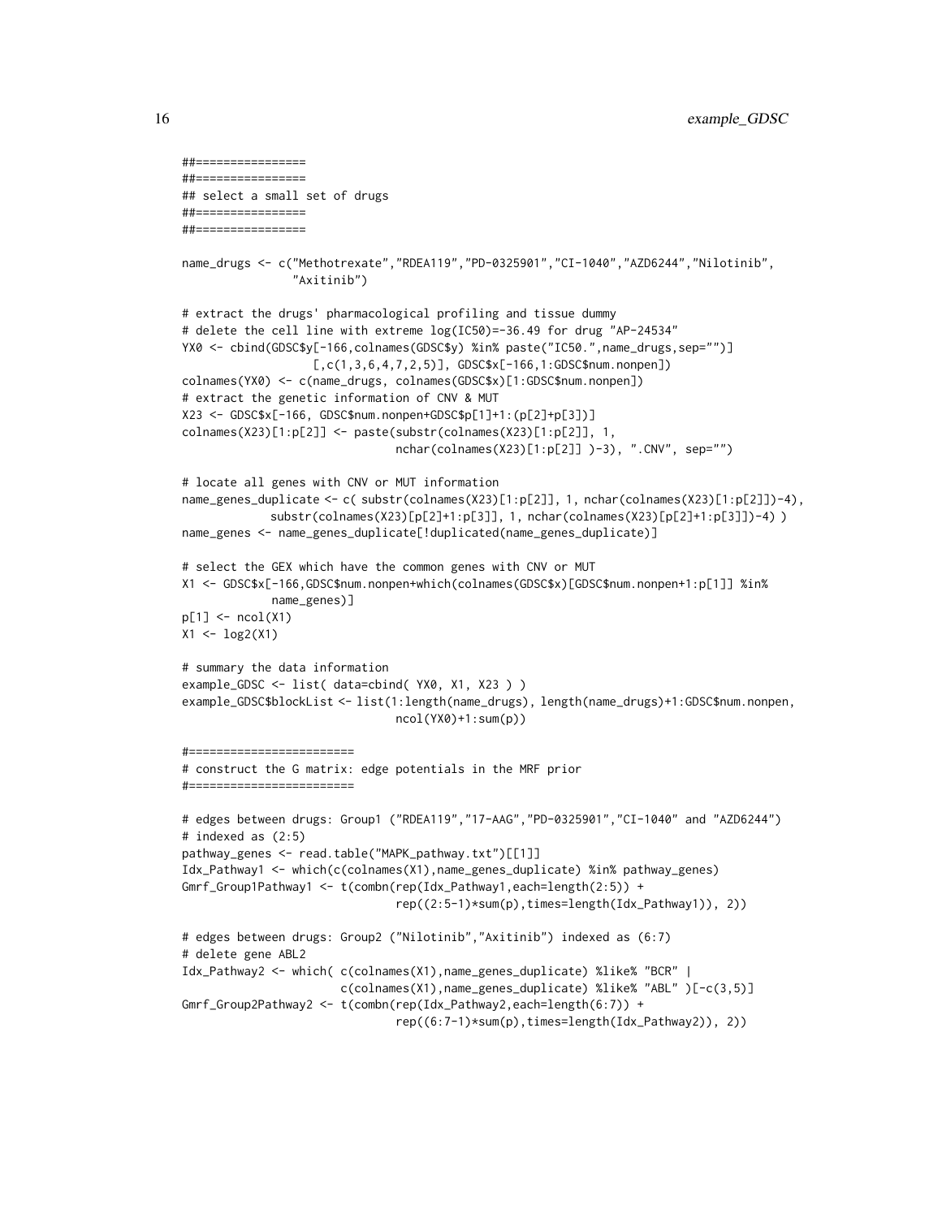```
##================
##================
## select a small set of drugs
##================
##================

name_drugs <- c("Methotrexate","RDEA119","PD-0325901","CI-1040","AZD6244","Nilotinib",
                "Axitinib")

# extract the drugs' pharmacological profiling and tissue dummy
# delete the cell line with extreme log(IC50)=-36.49 for drug "AP-24534"
YX0 <- cbind(GDSC$y[-166,colnames(GDSC$y) %in% paste("IC50.",name_drugs,sep="")]
                  [,c(1,3,6,4,7,2,5)], GDSC$x[-166,1:GDSC$num.nonpen])
colnames(YX0) <- c(name_drugs, colnames(GDSC$x)[1:GDSC$num.nonpen])
# extract the genetic information of CNV & MUT
X23 <- GDSC$x[-166, GDSC$num.nonpen+GDSC$p[1]+1:(p[2]+p[3])]
colnames(X23)[1:p[2]] <- paste(substr(colnames(X23)[1:p[2]], 1,
                               nchar(colnames(X23)[1:p[2]] )-3), ".CNV", sep="")

# locate all genes with CNV or MUT information
name_genes_duplicate <- c( substr(colnames(X23)[1:p[2]], 1, nchar(colnames(X23)[1:p[2]])-4),
            substr(colnames(X23)[p[2]+1:p[3]], 1, nchar(colnames(X23)[p[2]+1:p[3]])-4) )
name_genes <- name_genes_duplicate[!duplicated(name_genes_duplicate)]

# select the GEX which have the common genes with CNV or MUT
X1 <- GDSC$x[-166,GDSC$num.nonpen+which(colnames(GDSC$x)[GDSC$num.nonpen+1:p[1]] %in%
            name_genes)]
p[1] <- ncol(X1)
X1 <- log2(X1)

# summary the data information
example_GDSC <- list( data=cbind( YX0, X1, X23 ) )
example_GDSC$blockList <- list(1:length(name_drugs), length(name_drugs)+1:GDSC$num.nonpen,
                               ncol(YX0)+1:sum(p))

#========================
# construct the G matrix: edge potentials in the MRF prior
#========================

# edges between drugs: Group1 ("RDEA119","17-AAG","PD-0325901","CI-1040" and "AZD6244")
# indexed as (2:5)
pathway_genes <- read.table("MAPK_pathway.txt")[[1]]
Idx_Pathway1 <- which(c(colnames(X1),name_genes_duplicate) %in% pathway_genes)
Gmrf_Group1Pathway1 <- t(combn(rep(Idx_Pathway1,each=length(2:5)) +
                               rep((2:5-1)*sum(p),times=length(Idx_Pathway1)), 2))

# edges between drugs: Group2 ("Nilotinib","Axitinib") indexed as (6:7)
# delete gene ABL2
Idx_Pathway2 <- which( c(colnames(X1),name_genes_duplicate) %like% "BCR" |
                       c(colnames(X1),name_genes_duplicate) %like% "ABL" )[-c(3,5)]
Gmrf_Group2Pathway2 <- t(combn(rep(Idx_Pathway2,each=length(6:7)) +
                               rep((6:7-1)*sum(p),times=length(Idx_Pathway2)), 2))
```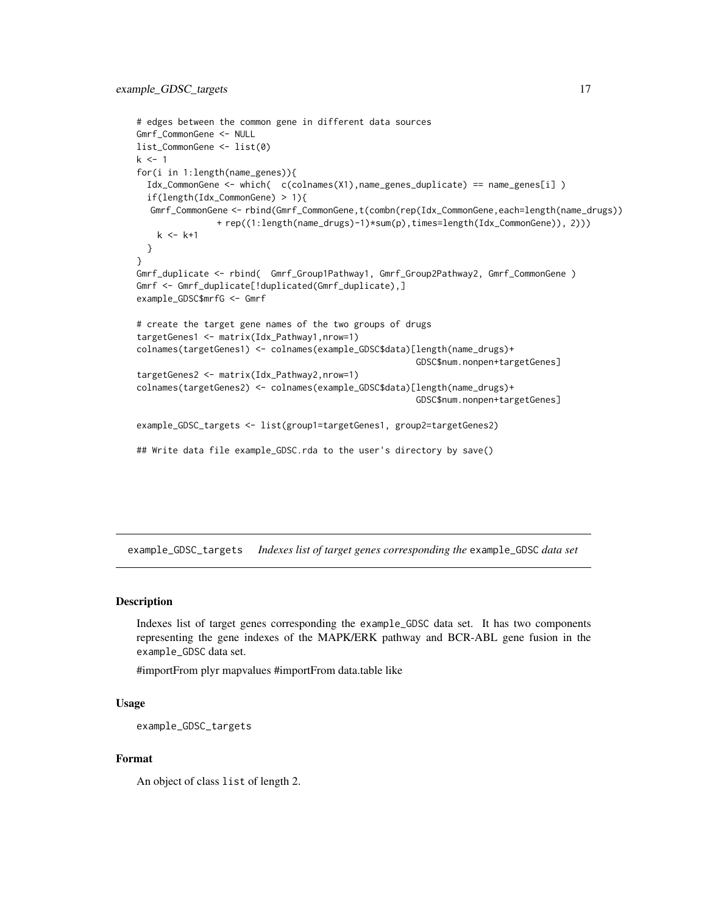```
# edges between the common gene in different data sources
Gmrf_CommonGene <- NULL
list_CommonGene <- list(0)
k <- 1
for(i in 1:length(name_genes)){
  Idx_CommonGene <- which(  c(colnames(X1),name_genes_duplicate) == name_genes[i] )
  if(length(Idx_CommonGene) > 1){
   Gmrf_CommonGene <- rbind(Gmrf_CommonGene,t(combn(rep(Idx_CommonGene,each=length(name_drugs))
                + rep((1:length(name_drugs)-1)*sum(p),times=length(Idx_CommonGene)), 2)))
    k <- k+1
  }
}
Gmrf_duplicate <- rbind(  Gmrf_Group1Pathway1, Gmrf_Group2Pathway2, Gmrf_CommonGene )
Gmrf <- Gmrf_duplicate[!duplicated(Gmrf_duplicate),]
example_GDSC$mrfG <- Gmrf

# create the target gene names of the two groups of drugs
targetGenes1 <- matrix(Idx_Pathway1,nrow=1)
colnames(targetGenes1) <- colnames(example_GDSC$data)[length(name_drugs)+
                                                       GDSC$num.nonpen+targetGenes]
targetGenes2 <- matrix(Idx_Pathway2,nrow=1)
colnames(targetGenes2) <- colnames(example_GDSC$data)[length(name_drugs)+
                                                       GDSC$num.nonpen+targetGenes]

example_GDSC_targets <- list(group1=targetGenes1, group2=targetGenes2)

## Write data file example_GDSC.rda to the user's directory by save()
```

## example_GDSC_targets *Indexes list of target genes corresponding the* example_GDSC *data set*

### Description

Indexes list of target genes corresponding the example_GDSC data set. It has two components representing the gene indexes of the MAPK/ERK pathway and BCR-ABL gene fusion in the example_GDSC data set.

#importFrom plyr mapvalues #importFrom data.table like

### Usage

```
example_GDSC_targets
```

### Format

An object of class list of length 2.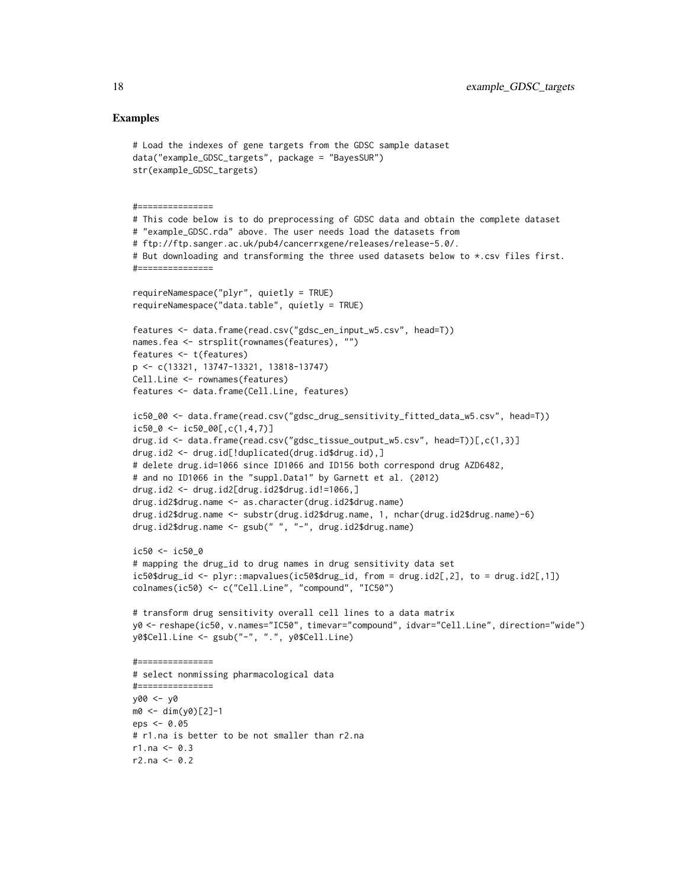## Examples

```
# Load the indexes of gene targets from the GDSC sample dataset
data("example_GDSC_targets", package = "BayesSUR")
str(example_GDSC_targets)


#===============
# This code below is to do preprocessing of GDSC data and obtain the complete dataset
# "example_GDSC.rda" above. The user needs load the datasets from
# ftp://ftp.sanger.ac.uk/pub4/cancerrxgene/releases/release-5.0/.
# But downloading and transforming the three used datasets below to *.csv files first.
#===============

requireNamespace("plyr", quietly = TRUE)
requireNamespace("data.table", quietly = TRUE)

features <- data.frame(read.csv("gdsc_en_input_w5.csv", head=T))
names.fea <- strsplit(rownames(features), "")
features <- t(features)
p <- c(13321, 13747-13321, 13818-13747)
Cell.Line <- rownames(features)
features <- data.frame(Cell.Line, features)

ic50_00 <- data.frame(read.csv("gdsc_drug_sensitivity_fitted_data_w5.csv", head=T))
ic50_0 <- ic50_00[,c(1,4,7)]
drug.id <- data.frame(read.csv("gdsc_tissue_output_w5.csv", head=T))[,c(1,3)]
drug.id2 <- drug.id[!duplicated(drug.id$drug.id),]
# delete drug.id=1066 since ID1066 and ID156 both correspond drug AZD6482,
# and no ID1066 in the "suppl.Data1" by Garnett et al. (2012)
drug.id2 <- drug.id2[drug.id2$drug.id!=1066,]
drug.id2$drug.name <- as.character(drug.id2$drug.name)
drug.id2$drug.name <- substr(drug.id2$drug.name, 1, nchar(drug.id2$drug.name)-6)
drug.id2$drug.name <- gsub(" ", "-", drug.id2$drug.name)

ic50 <- ic50_0
# mapping the drug_id to drug names in drug sensitivity data set
ic50$drug_id <- plyr::mapvalues(ic50$drug_id, from = drug.id2[,2], to = drug.id2[,1])
colnames(ic50) <- c("Cell.Line", "compound", "IC50")

# transform drug sensitivity overall cell lines to a data matrix
y0 <- reshape(ic50, v.names="IC50", timevar="compound", idvar="Cell.Line", direction="wide")
y0$Cell.Line <- gsub("-", ".", y0$Cell.Line)

#===============
# select nonmissing pharmacological data
#===============
y00 <- y0
m0 <- dim(y0)[2]-1
eps <- 0.05
# r1.na is better to be not smaller than r2.na
r1.na <- 0.3
r2.na <- 0.2
```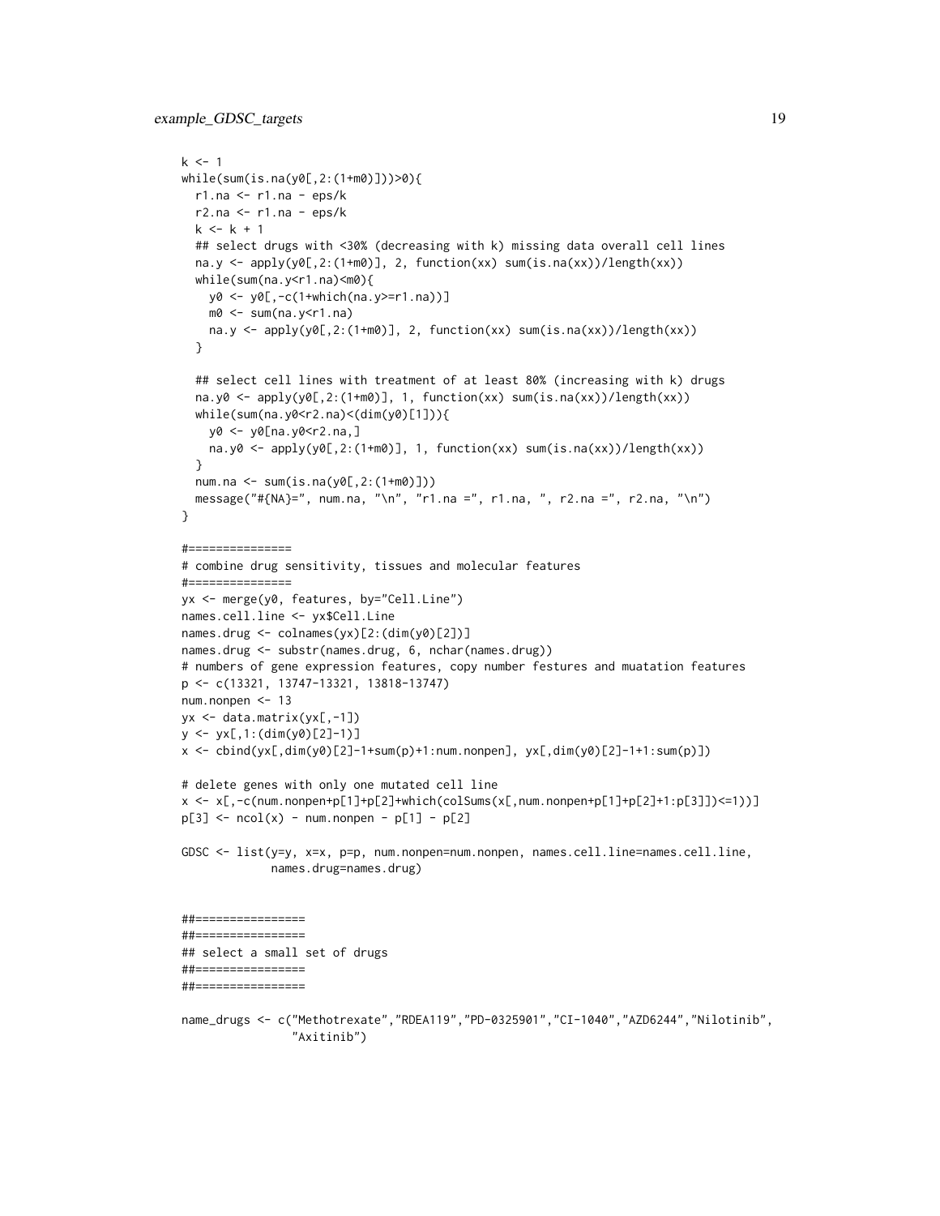```
k <- 1
while(sum(is.na(y0[,2:(1+m0)]))>0){
  r1.na <- r1.na - eps/k
  r2.na <- r1.na - eps/k
  k <- k + 1
  ## select drugs with <30% (decreasing with k) missing data overall cell lines
  na.y <- apply(y0[,2:(1+m0)], 2, function(xx) sum(is.na(xx))/length(xx))
  while(sum(na.y<r1.na)<m0){
    y0 <- y0[,-c(1+which(na.y>=r1.na))]
    m0 <- sum(na.y<r1.na)
    na.y <- apply(y0[,2:(1+m0)], 2, function(xx) sum(is.na(xx))/length(xx))
  }

  ## select cell lines with treatment of at least 80% (increasing with k) drugs
  na.y0 <- apply(y0[,2:(1+m0)], 1, function(xx) sum(is.na(xx))/length(xx))
  while(sum(na.y0<r2.na)<(dim(y0)[1])){
    y0 <- y0[na.y0<r2.na,]
    na.y0 <- apply(y0[,2:(1+m0)], 1, function(xx) sum(is.na(xx))/length(xx))
  }
  num.na <- sum(is.na(y0[,2:(1+m0)]))
  message("#{NA}=", num.na, "\n", "r1.na =", r1.na, ", r2.na =", r2.na, "\n")
}

#===============
# combine drug sensitivity, tissues and molecular features
#===============
yx <- merge(y0, features, by="Cell.Line")
names.cell.line <- yx$Cell.Line
names.drug <- colnames(yx)[2:(dim(y0)[2])]
names.drug <- substr(names.drug, 6, nchar(names.drug))
# numbers of gene expression features, copy number festures and muatation features
p <- c(13321, 13747-13321, 13818-13747)
num.nonpen <- 13
yx <- data.matrix(yx[,-1])
y <- yx[,1:(dim(y0)[2]-1)]
x <- cbind(yx[,dim(y0)[2]-1+sum(p)+1:num.nonpen], yx[,dim(y0)[2]-1+1:sum(p)])

# delete genes with only one mutated cell line
x <- x[,-c(num.nonpen+p[1]+p[2]+which(colSums(x[,num.nonpen+p[1]+p[2]+1:p[3]])<=1))]
p[3] <- ncol(x) - num.nonpen - p[1] - p[2]

GDSC <- list(y=y, x=x, p=p, num.nonpen=num.nonpen, names.cell.line=names.cell.line,
             names.drug=names.drug)


##================
##================
## select a small set of drugs
##================
##================

name_drugs <- c("Methotrexate","RDEA119","PD-0325901","CI-1040","AZD6244","Nilotinib",
                "Axitinib")
```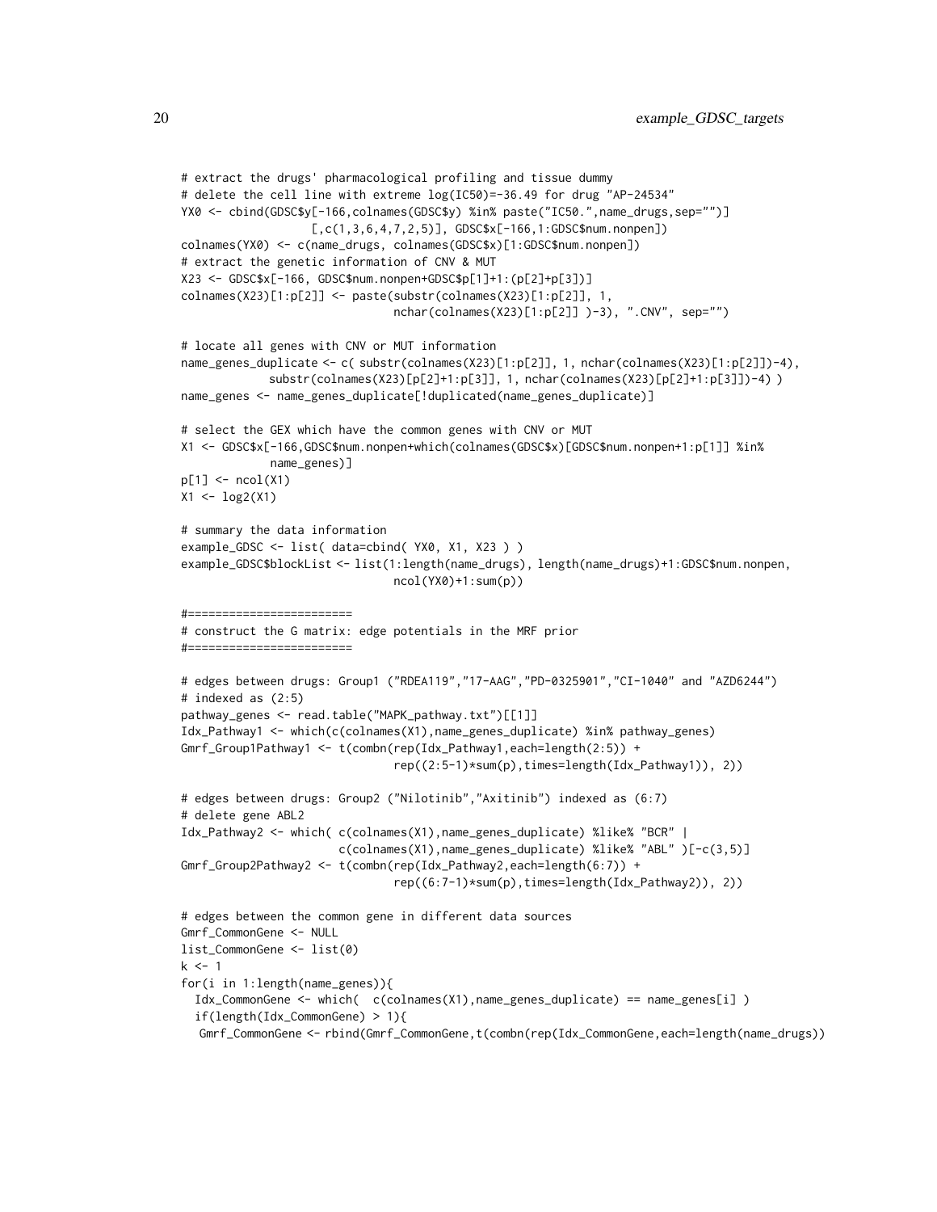```
# extract the drugs' pharmacological profiling and tissue dummy
# delete the cell line with extreme log(IC50)=-36.49 for drug "AP-24534"
YX0 <- cbind(GDSC$y[-166,colnames(GDSC$y) %in% paste("IC50.",name_drugs,sep="")]
                   [,c(1,3,6,4,7,2,5)], GDSC$x[-166,1:GDSC$num.nonpen])
colnames(YX0) <- c(name_drugs, colnames(GDSC$x)[1:GDSC$num.nonpen])
# extract the genetic information of CNV & MUT
X23 <- GDSC$x[-166, GDSC$num.nonpen+GDSC$p[1]+1:(p[2]+p[3])]
colnames(X23)[1:p[2]] <- paste(substr(colnames(X23)[1:p[2]], 1,
                                nchar(colnames(X23)[1:p[2]] )-3), ".CNV", sep="")

# locate all genes with CNV or MUT information
name_genes_duplicate <- c( substr(colnames(X23)[1:p[2]], 1, nchar(colnames(X23)[1:p[2]])-4),
            substr(colnames(X23)[p[2]+1:p[3]], 1, nchar(colnames(X23)[p[2]+1:p[3]])-4) )
name_genes <- name_genes_duplicate[!duplicated(name_genes_duplicate)]

# select the GEX which have the common genes with CNV or MUT
X1 <- GDSC$x[-166,GDSC$num.nonpen+which(colnames(GDSC$x)[GDSC$num.nonpen+1:p[1]] %in%
            name_genes)]
p[1] <- ncol(X1)
X1 <- log2(X1)

# summary the data information
example_GDSC <- list( data=cbind( YX0, X1, X23 ) )
example_GDSC$blockList <- list(1:length(name_drugs), length(name_drugs)+1:GDSC$num.nonpen,
                                ncol(YX0)+1:sum(p))

#========================
# construct the G matrix: edge potentials in the MRF prior
#========================

# edges between drugs: Group1 ("RDEA119","17-AAG","PD-0325901","CI-1040" and "AZD6244")
# indexed as (2:5)
pathway_genes <- read.table("MAPK_pathway.txt")[[1]]
Idx_Pathway1 <- which(c(colnames(X1),name_genes_duplicate) %in% pathway_genes)
Gmrf_Group1Pathway1 <- t(combn(rep(Idx_Pathway1,each=length(2:5)) +
                                rep((2:5-1)*sum(p),times=length(Idx_Pathway1)), 2))

# edges between drugs: Group2 ("Nilotinib","Axitinib") indexed as (6:7)
# delete gene ABL2
Idx_Pathway2 <- which( c(colnames(X1),name_genes_duplicate) %like% "BCR" |
                       c(colnames(X1),name_genes_duplicate) %like% "ABL" )[-c(3,5)]
Gmrf_Group2Pathway2 <- t(combn(rep(Idx_Pathway2,each=length(6:7)) +
                                rep((6:7-1)*sum(p),times=length(Idx_Pathway2)), 2))

# edges between the common gene in different data sources
Gmrf_CommonGene <- NULL
list_CommonGene <- list(0)
k <- 1
for(i in 1:length(name_genes)){
  Idx_CommonGene <- which(  c(colnames(X1),name_genes_duplicate) == name_genes[i] )
  if(length(Idx_CommonGene) > 1){
   Gmrf_CommonGene <- rbind(Gmrf_CommonGene,t(combn(rep(Idx_CommonGene,each=length(name_drugs))
```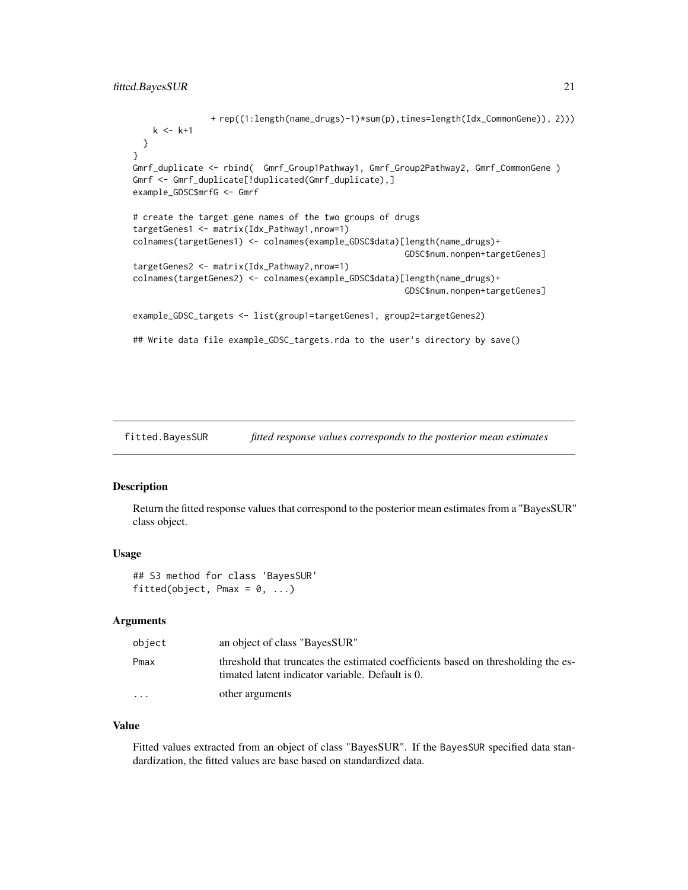```
                + rep((1:length(name_drugs)-1)*sum(p),times=length(Idx_CommonGene)), 2)))
    k <- k+1
  }
}
Gmrf_duplicate <- rbind(  Gmrf_Group1Pathway1, Gmrf_Group2Pathway2, Gmrf_CommonGene )
Gmrf <- Gmrf_duplicate[!duplicated(Gmrf_duplicate),]
example_GDSC$mrfG <- Gmrf

# create the target gene names of the two groups of drugs
targetGenes1 <- matrix(Idx_Pathway1,nrow=1)
colnames(targetGenes1) <- colnames(example_GDSC$data)[length(name_drugs)+
                                                       GDSC$num.nonpen+targetGenes]
targetGenes2 <- matrix(Idx_Pathway2,nrow=1)
colnames(targetGenes2) <- colnames(example_GDSC$data)[length(name_drugs)+
                                                       GDSC$num.nonpen+targetGenes]

example_GDSC_targets <- list(group1=targetGenes1, group2=targetGenes2)

## Write data file example_GDSC_targets.rda to the user's directory by save()
```

---

## fitted.BayesSUR — *fitted response values corresponds to the posterior mean estimates*

### Description

Return the fitted response values that correspond to the posterior mean estimates from a "BayesSUR" class object.

### Usage

```
## S3 method for class 'BayesSUR'
fitted(object, Pmax = 0, ...)
```

### Arguments

| | |
|---|---|
| `object` | an object of class "BayesSUR" |
| `Pmax` | threshold that truncates the estimated coefficients based on thresholding the estimated latent indicator variable. Default is 0. |
| `...` | other arguments |

### Value

Fitted values extracted from an object of class "BayesSUR". If the `BayesSUR` specified data standardization, the fitted values are base based on standardized data.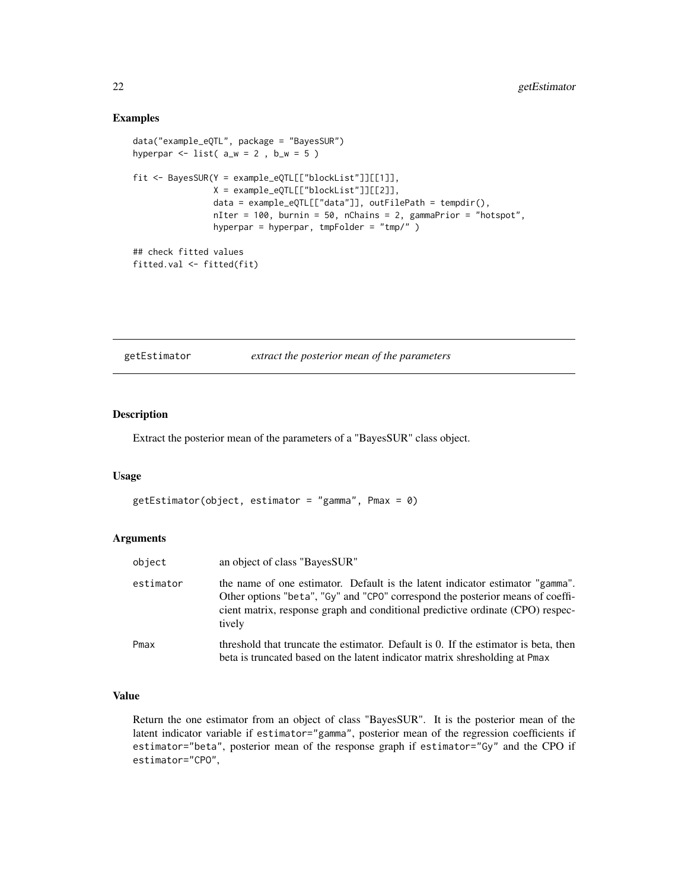## Examples

```
data("example_eQTL", package = "BayesSUR")
hyperpar <- list( a_w = 2 , b_w = 5 )

fit <- BayesSUR(Y = example_eQTL[["blockList"]][[1]],
                X = example_eQTL[["blockList"]][[2]],
                data = example_eQTL[["data"]], outFilePath = tempdir(),
                nIter = 100, burnin = 50, nChains = 2, gammaPrior = "hotspot",
                hyperpar = hyperpar, tmpFolder = "tmp/" )

## check fitted values
fitted.val <- fitted(fit)
```

---

# getEstimator &nbsp;&nbsp;&nbsp;&nbsp; *extract the posterior mean of the parameters*

---

## Description

Extract the posterior mean of the parameters of a "BayesSUR" class object.

## Usage

```
getEstimator(object, estimator = "gamma", Pmax = 0)
```

## Arguments

| | |
|---|---|
| `object` | an object of class "BayesSUR" |
| `estimator` | the name of one estimator. Default is the latent indicator estimator "gamma". Other options "beta", "Gy" and "CPO" correspond the posterior means of coefficient matrix, response graph and conditional predictive ordinate (CPO) respectively |
| `Pmax` | threshold that truncate the estimator. Default is 0. If the estimator is beta, then beta is truncated based on the latent indicator matrix shresholding at `Pmax` |

## Value

Return the one estimator from an object of class "BayesSUR". It is the posterior mean of the latent indicator variable if `estimator="gamma"`, posterior mean of the regression coefficients if `estimator="beta"`, posterior mean of the response graph if `estimator="Gy"` and the CPO if `estimator="CPO"`,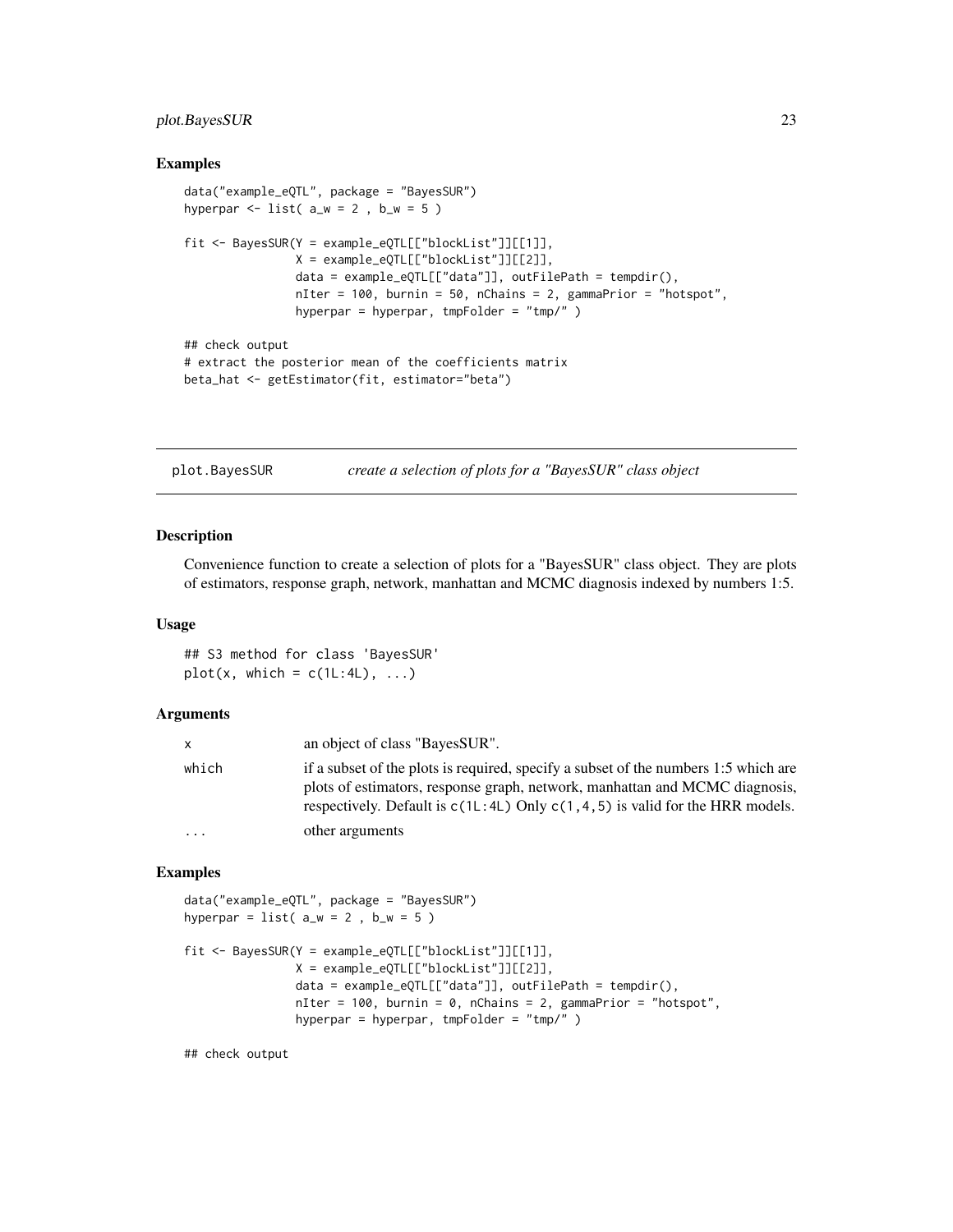### Examples

```
data("example_eQTL", package = "BayesSUR")
hyperpar <- list( a_w = 2 , b_w = 5 )

fit <- BayesSUR(Y = example_eQTL[["blockList"]][[1]],
                X = example_eQTL[["blockList"]][[2]],
                data = example_eQTL[["data"]], outFilePath = tempdir(),
                nIter = 100, burnin = 50, nChains = 2, gammaPrior = "hotspot",
                hyperpar = hyperpar, tmpFolder = "tmp/" )

## check output
# extract the posterior mean of the coefficients matrix
beta_hat <- getEstimator(fit, estimator="beta")
```

## plot.BayesSUR — *create a selection of plots for a "BayesSUR" class object*

### Description

Convenience function to create a selection of plots for a "BayesSUR" class object. They are plots of estimators, response graph, network, manhattan and MCMC diagnosis indexed by numbers 1:5.

### Usage

```
## S3 method for class 'BayesSUR'
plot(x, which = c(1L:4L), ...)
```

### Arguments

| | |
|---|---|
| `x` | an object of class "BayesSUR". |
| `which` | if a subset of the plots is required, specify a subset of the numbers 1:5 which are plots of estimators, response graph, network, manhattan and MCMC diagnosis, respectively. Default is `c(1L:4L)` Only `c(1,4,5)` is valid for the HRR models. |
| `...` | other arguments |

### Examples

```
data("example_eQTL", package = "BayesSUR")
hyperpar = list( a_w = 2 , b_w = 5 )

fit <- BayesSUR(Y = example_eQTL[["blockList"]][[1]],
                X = example_eQTL[["blockList"]][[2]],
                data = example_eQTL[["data"]], outFilePath = tempdir(),
                nIter = 100, burnin = 0, nChains = 2, gammaPrior = "hotspot",
                hyperpar = hyperpar, tmpFolder = "tmp/" )

## check output
```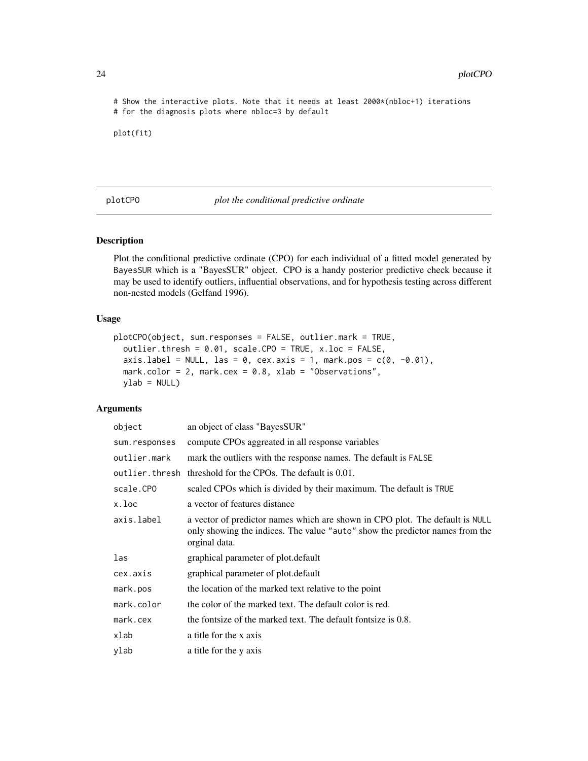```
# Show the interactive plots. Note that it needs at least 2000*(nbloc+1) iterations
# for the diagnosis plots where nbloc=3 by default

plot(fit)
```

## plotCPO — *plot the conditional predictive ordinate*

### Description

Plot the conditional predictive ordinate (CPO) for each individual of a fitted model generated by `BayesSUR` which is a "BayesSUR" object. CPO is a handy posterior predictive check because it may be used to identify outliers, influential observations, and for hypothesis testing across different non-nested models (Gelfand 1996).

### Usage

```
plotCPO(object, sum.responses = FALSE, outlier.mark = TRUE,
  outlier.thresh = 0.01, scale.CPO = TRUE, x.loc = FALSE,
  axis.label = NULL, las = 0, cex.axis = 1, mark.pos = c(0, -0.01),
  mark.color = 2, mark.cex = 0.8, xlab = "Observations",
  ylab = NULL)
```

### Arguments

| | |
|---|---|
| `object` | an object of class "BayesSUR" |
| `sum.responses` | compute CPOs aggreated in all response variables |
| `outlier.mark` | mark the outliers with the response names. The default is `FALSE` |
| `outlier.thresh` | threshold for the CPOs. The default is 0.01. |
| `scale.CPO` | scaled CPOs which is divided by their maximum. The default is `TRUE` |
| `x.loc` | a vector of features distance |
| `axis.label` | a vector of predictor names which are shown in CPO plot. The default is `NULL` only showing the indices. The value `"auto"` show the predictor names from the orginal data. |
| `las` | graphical parameter of plot.default |
| `cex.axis` | graphical parameter of plot.default |
| `mark.pos` | the location of the marked text relative to the point |
| `mark.color` | the color of the marked text. The default color is red. |
| `mark.cex` | the fontsize of the marked text. The default fontsize is 0.8. |
| `xlab` | a title for the x axis |
| `ylab` | a title for the y axis |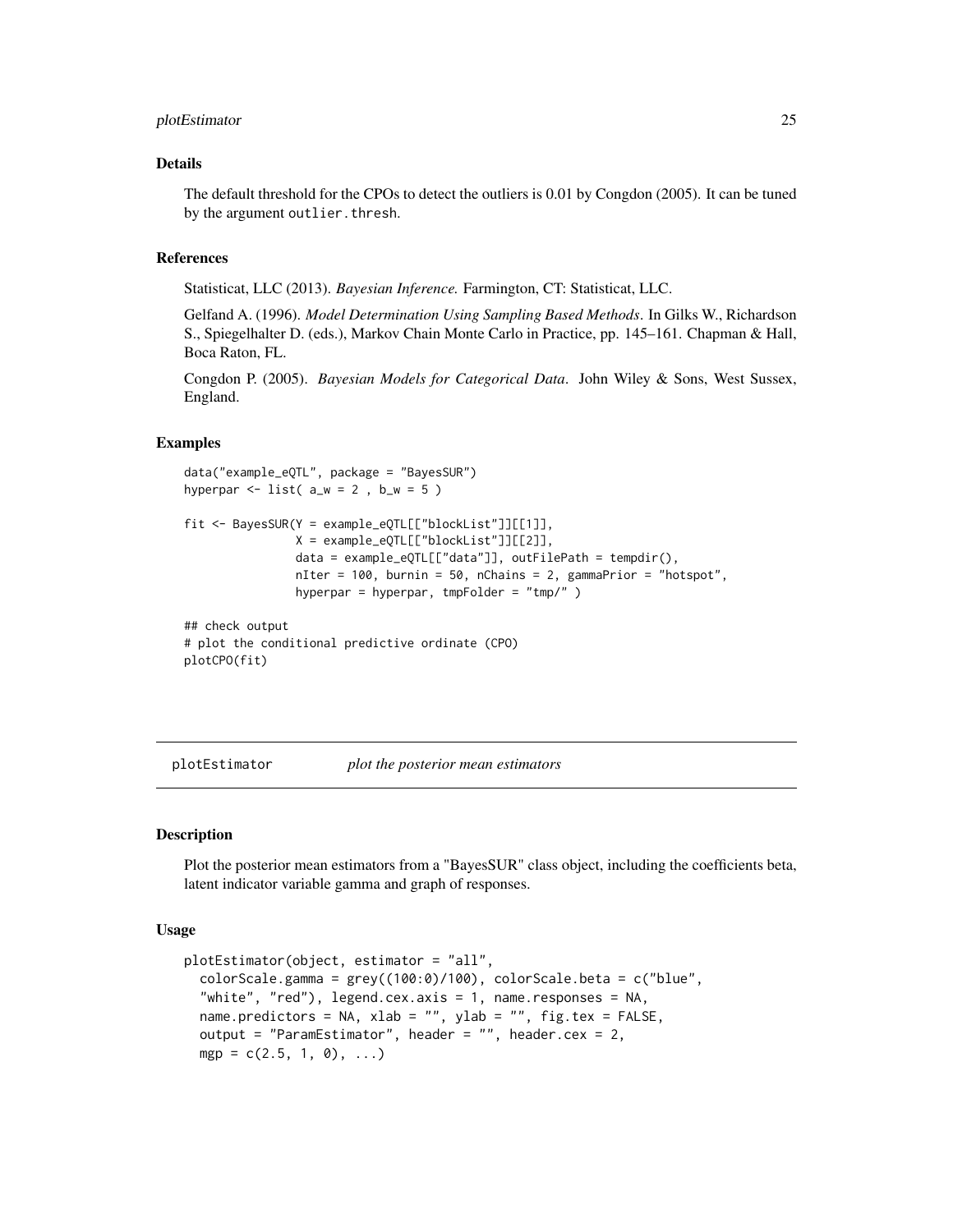### Details

The default threshold for the CPOs to detect the outliers is 0.01 by Congdon (2005). It can be tuned by the argument `outlier.thresh`.

### References

Statisticat, LLC (2013). *Bayesian Inference.* Farmington, CT: Statisticat, LLC.

Gelfand A. (1996). *Model Determination Using Sampling Based Methods*. In Gilks W., Richardson S., Spiegelhalter D. (eds.), Markov Chain Monte Carlo in Practice, pp. 145–161. Chapman & Hall, Boca Raton, FL.

Congdon P. (2005). *Bayesian Models for Categorical Data*. John Wiley & Sons, West Sussex, England.

### Examples

```
data("example_eQTL", package = "BayesSUR")
hyperpar <- list( a_w = 2 , b_w = 5 )

fit <- BayesSUR(Y = example_eQTL[["blockList"]][[1]],
                X = example_eQTL[["blockList"]][[2]],
                data = example_eQTL[["data"]], outFilePath = tempdir(),
                nIter = 100, burnin = 50, nChains = 2, gammaPrior = "hotspot",
                hyperpar = hyperpar, tmpFolder = "tmp/" )

## check output
# plot the conditional predictive ordinate (CPO)
plotCPO(fit)
```

---

## plotEstimator — *plot the posterior mean estimators*

### Description

Plot the posterior mean estimators from a "BayesSUR" class object, including the coefficients beta, latent indicator variable gamma and graph of responses.

### Usage

```
plotEstimator(object, estimator = "all",
  colorScale.gamma = grey((100:0)/100), colorScale.beta = c("blue",
  "white", "red"), legend.cex.axis = 1, name.responses = NA,
  name.predictors = NA, xlab = "", ylab = "", fig.tex = FALSE,
  output = "ParamEstimator", header = "", header.cex = 2,
  mgp = c(2.5, 1, 0), ...)
```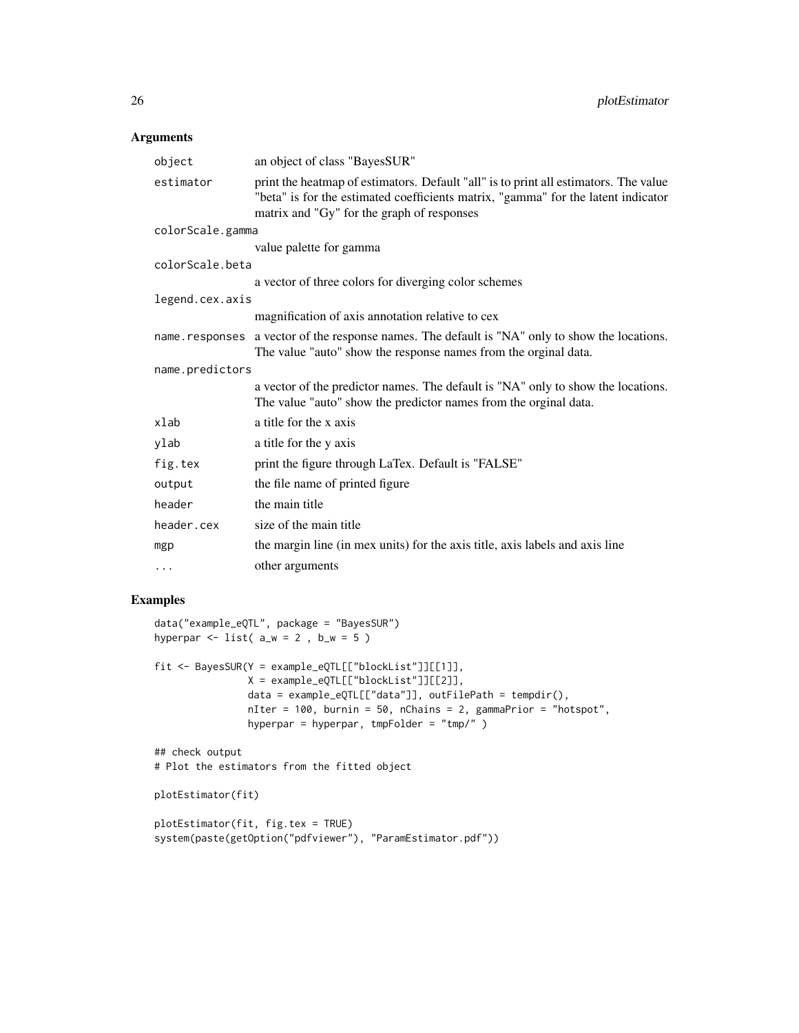## Arguments

| | |
|---|---|
| `object` | an object of class "BayesSUR" |
| `estimator` | print the heatmap of estimators. Default "all" is to print all estimators. The value "beta" is for the estimated coefficients matrix, "gamma" for the latent indicator matrix and "Gy" for the graph of responses |
| `colorScale.gamma` | value palette for gamma |
| `colorScale.beta` | a vector of three colors for diverging color schemes |
| `legend.cex.axis` | magnification of axis annotation relative to cex |
| `name.responses` | a vector of the response names. The default is "NA" only to show the locations. The value "auto" show the response names from the orginal data. |
| `name.predictors` | a vector of the predictor names. The default is "NA" only to show the locations. The value "auto" show the predictor names from the orginal data. |
| `xlab` | a title for the x axis |
| `ylab` | a title for the y axis |
| `fig.tex` | print the figure through LaTex. Default is "FALSE" |
| `output` | the file name of printed figure |
| `header` | the main title |
| `header.cex` | size of the main title |
| `mgp` | the margin line (in mex units) for the axis title, axis labels and axis line |
| `...` | other arguments |

## Examples

```
data("example_eQTL", package = "BayesSUR")
hyperpar <- list( a_w = 2 , b_w = 5 )

fit <- BayesSUR(Y = example_eQTL[["blockList"]][[1]],
                X = example_eQTL[["blockList"]][[2]],
                data = example_eQTL[["data"]], outFilePath = tempdir(),
                nIter = 100, burnin = 50, nChains = 2, gammaPrior = "hotspot",
                hyperpar = hyperpar, tmpFolder = "tmp/" )

## check output
# Plot the estimators from the fitted object

plotEstimator(fit)

plotEstimator(fit, fig.tex = TRUE)
system(paste(getOption("pdfviewer"), "ParamEstimator.pdf"))
```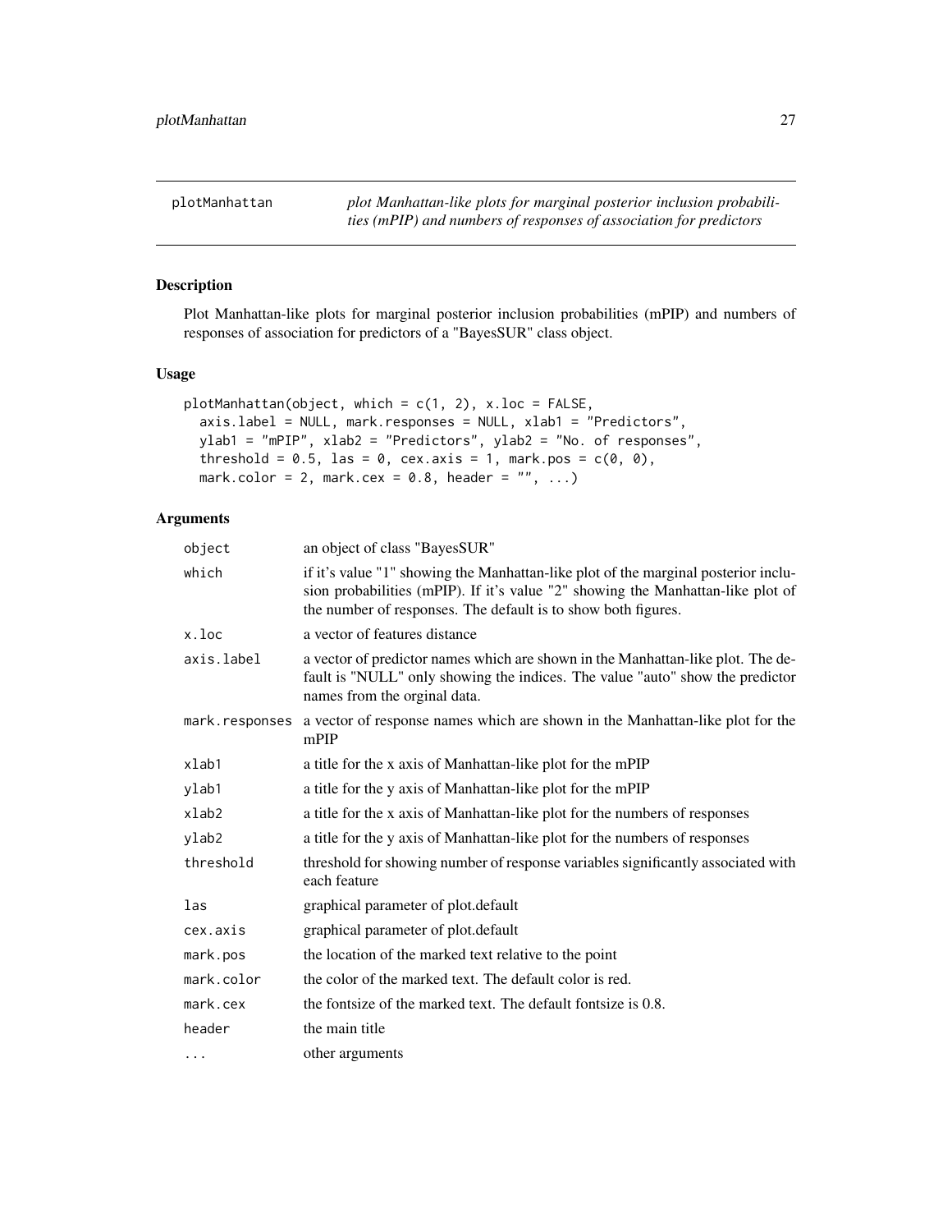plotManhattan *plot Manhattan-like plots for marginal posterior inclusion probabilities (mPIP) and numbers of responses of association for predictors*

## Description

Plot Manhattan-like plots for marginal posterior inclusion probabilities (mPIP) and numbers of responses of association for predictors of a "BayesSUR" class object.

## Usage

```
plotManhattan(object, which = c(1, 2), x.loc = FALSE,
  axis.label = NULL, mark.responses = NULL, xlab1 = "Predictors",
  ylab1 = "mPIP", xlab2 = "Predictors", ylab2 = "No. of responses",
  threshold = 0.5, las = 0, cex.axis = 1, mark.pos = c(0, 0),
  mark.color = 2, mark.cex = 0.8, header = "", ...)
```

## Arguments

| | |
|---|---|
| object | an object of class "BayesSUR" |
| which | if it's value "1" showing the Manhattan-like plot of the marginal posterior inclusion probabilities (mPIP). If it's value "2" showing the Manhattan-like plot of the number of responses. The default is to show both figures. |
| x.loc | a vector of features distance |
| axis.label | a vector of predictor names which are shown in the Manhattan-like plot. The default is "NULL" only showing the indices. The value "auto" show the predictor names from the orginal data. |
| mark.responses | a vector of response names which are shown in the Manhattan-like plot for the mPIP |
| xlab1 | a title for the x axis of Manhattan-like plot for the mPIP |
| ylab1 | a title for the y axis of Manhattan-like plot for the mPIP |
| xlab2 | a title for the x axis of Manhattan-like plot for the numbers of responses |
| ylab2 | a title for the y axis of Manhattan-like plot for the numbers of responses |
| threshold | threshold for showing number of response variables significantly associated with each feature |
| las | graphical parameter of plot.default |
| cex.axis | graphical parameter of plot.default |
| mark.pos | the location of the marked text relative to the point |
| mark.color | the color of the marked text. The default color is red. |
| mark.cex | the fontsize of the marked text. The default fontsize is 0.8. |
| header | the main title |
| ... | other arguments |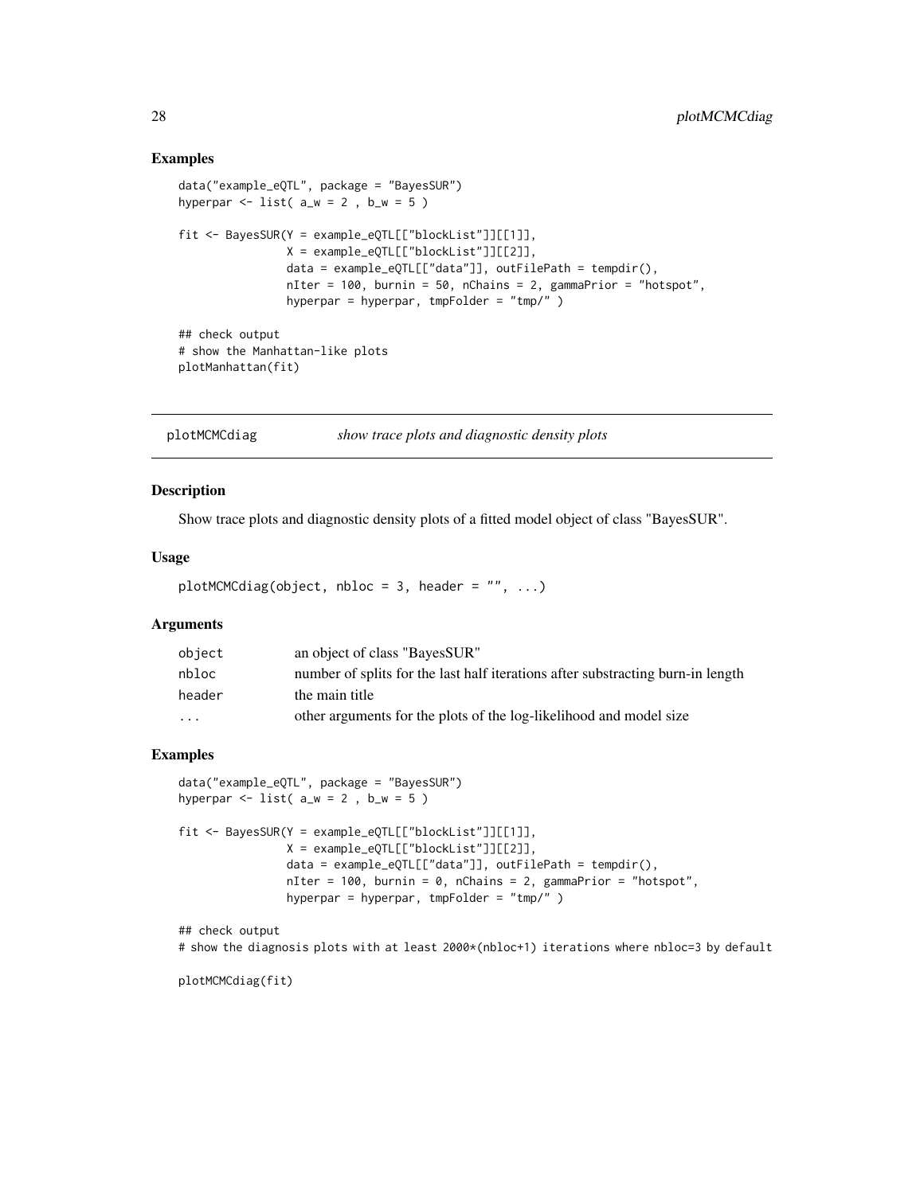## Examples

```
data("example_eQTL", package = "BayesSUR")
hyperpar <- list( a_w = 2 , b_w = 5 )

fit <- BayesSUR(Y = example_eQTL[["blockList"]][[1]],
                X = example_eQTL[["blockList"]][[2]],
                data = example_eQTL[["data"]], outFilePath = tempdir(),
                nIter = 100, burnin = 50, nChains = 2, gammaPrior = "hotspot",
                hyperpar = hyperpar, tmpFolder = "tmp/" )

## check output
# show the Manhattan-like plots
plotManhattan(fit)
```

---

# plotMCMCdiag    *show trace plots and diagnostic density plots*

---

## Description

Show trace plots and diagnostic density plots of a fitted model object of class "BayesSUR".

## Usage

```
plotMCMCdiag(object, nbloc = 3, header = "", ...)
```

## Arguments

| | |
|---|---|
| object | an object of class "BayesSUR" |
| nbloc | number of splits for the last half iterations after substracting burn-in length |
| header | the main title |
| ... | other arguments for the plots of the log-likelihood and model size |

## Examples

```
data("example_eQTL", package = "BayesSUR")
hyperpar <- list( a_w = 2 , b_w = 5 )

fit <- BayesSUR(Y = example_eQTL[["blockList"]][[1]],
                X = example_eQTL[["blockList"]][[2]],
                data = example_eQTL[["data"]], outFilePath = tempdir(),
                nIter = 100, burnin = 0, nChains = 2, gammaPrior = "hotspot",
                hyperpar = hyperpar, tmpFolder = "tmp/" )

## check output
# show the diagnosis plots with at least 2000*(nbloc+1) iterations where nbloc=3 by default

plotMCMCdiag(fit)
```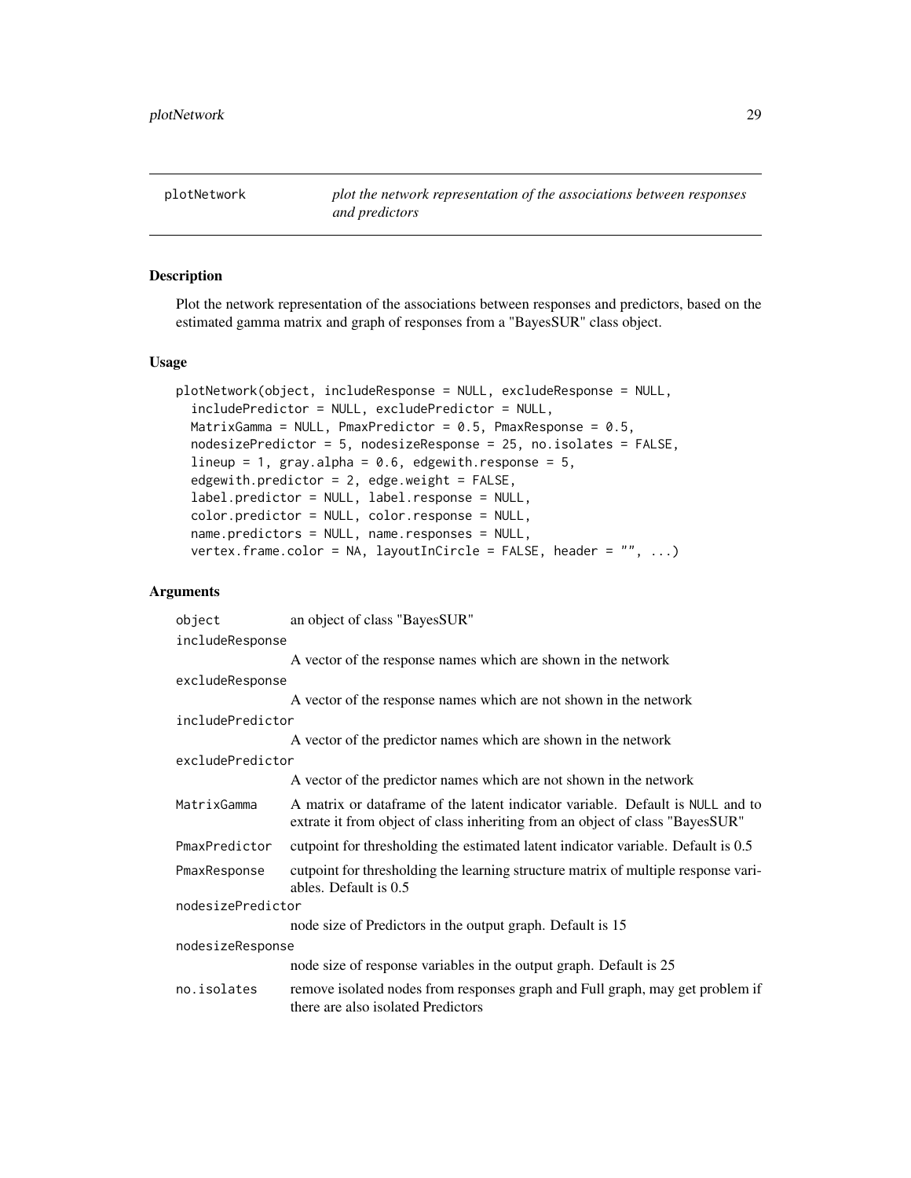## plotNetwork

*plot the network representation of the associations between responses and predictors*

### Description

Plot the network representation of the associations between responses and predictors, based on the estimated gamma matrix and graph of responses from a "BayesSUR" class object.

### Usage

```
plotNetwork(object, includeResponse = NULL, excludeResponse = NULL,
  includePredictor = NULL, excludePredictor = NULL,
  MatrixGamma = NULL, PmaxPredictor = 0.5, PmaxResponse = 0.5,
  nodesizePredictor = 5, nodesizeResponse = 25, no.isolates = FALSE,
  lineup = 1, gray.alpha = 0.6, edgewith.response = 5,
  edgewith.predictor = 2, edge.weight = FALSE,
  label.predictor = NULL, label.response = NULL,
  color.predictor = NULL, color.response = NULL,
  name.predictors = NULL, name.responses = NULL,
  vertex.frame.color = NA, layoutInCircle = FALSE, header = "", ...)
```

### Arguments

| | |
|---|---|
| `object` | an object of class "BayesSUR" |
| `includeResponse` | A vector of the response names which are shown in the network |
| `excludeResponse` | A vector of the response names which are not shown in the network |
| `includePredictor` | A vector of the predictor names which are shown in the network |
| `excludePredictor` | A vector of the predictor names which are not shown in the network |
| `MatrixGamma` | A matrix or dataframe of the latent indicator variable. Default is `NULL` and to extrate it from object of class inheriting from an object of class "BayesSUR" |
| `PmaxPredictor` | cutpoint for thresholding the estimated latent indicator variable. Default is 0.5 |
| `PmaxResponse` | cutpoint for thresholding the learning structure matrix of multiple response variables. Default is 0.5 |
| `nodesizePredictor` | node size of Predictors in the output graph. Default is 15 |
| `nodesizeResponse` | node size of response variables in the output graph. Default is 25 |
| `no.isolates` | remove isolated nodes from responses graph and Full graph, may get problem if there are also isolated Predictors |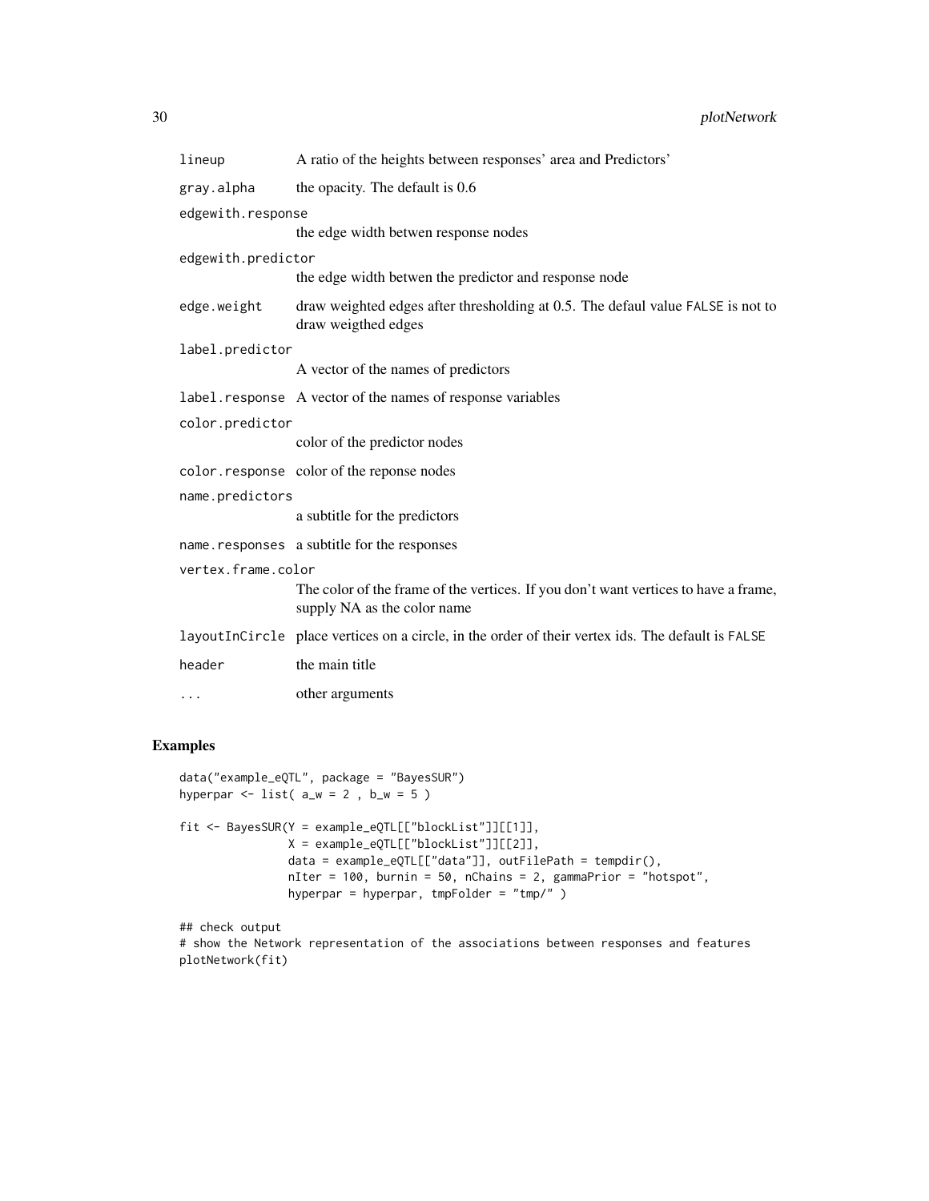| | |
|---|---|
| `lineup` | A ratio of the heights between responses' area and Predictors' |
| `gray.alpha` | the opacity. The default is 0.6 |
| `edgewith.response` | the edge width betwen response nodes |
| `edgewith.predictor` | the edge width betwen the predictor and response node |
| `edge.weight` | draw weighted edges after thresholding at 0.5. The defaul value `FALSE` is not to draw weigthed edges |
| `label.predictor` | A vector of the names of predictors |
| `label.response` | A vector of the names of response variables |
| `color.predictor` | color of the predictor nodes |
| `color.response` | color of the reponse nodes |
| `name.predictors` | a subtitle for the predictors |
| `name.responses` | a subtitle for the responses |
| `vertex.frame.color` | The color of the frame of the vertices. If you don't want vertices to have a frame, supply NA as the color name |
| `layoutInCircle` | place vertices on a circle, in the order of their vertex ids. The default is `FALSE` |
| `header` | the main title |
| `...` | other arguments |

## Examples

```
data("example_eQTL", package = "BayesSUR")
hyperpar <- list( a_w = 2 , b_w = 5 )

fit <- BayesSUR(Y = example_eQTL[["blockList"]][[1]],
                X = example_eQTL[["blockList"]][[2]],
                data = example_eQTL[["data"]], outFilePath = tempdir(),
                nIter = 100, burnin = 50, nChains = 2, gammaPrior = "hotspot",
                hyperpar = hyperpar, tmpFolder = "tmp/" )

## check output
# show the Network representation of the associations between responses and features
plotNetwork(fit)
```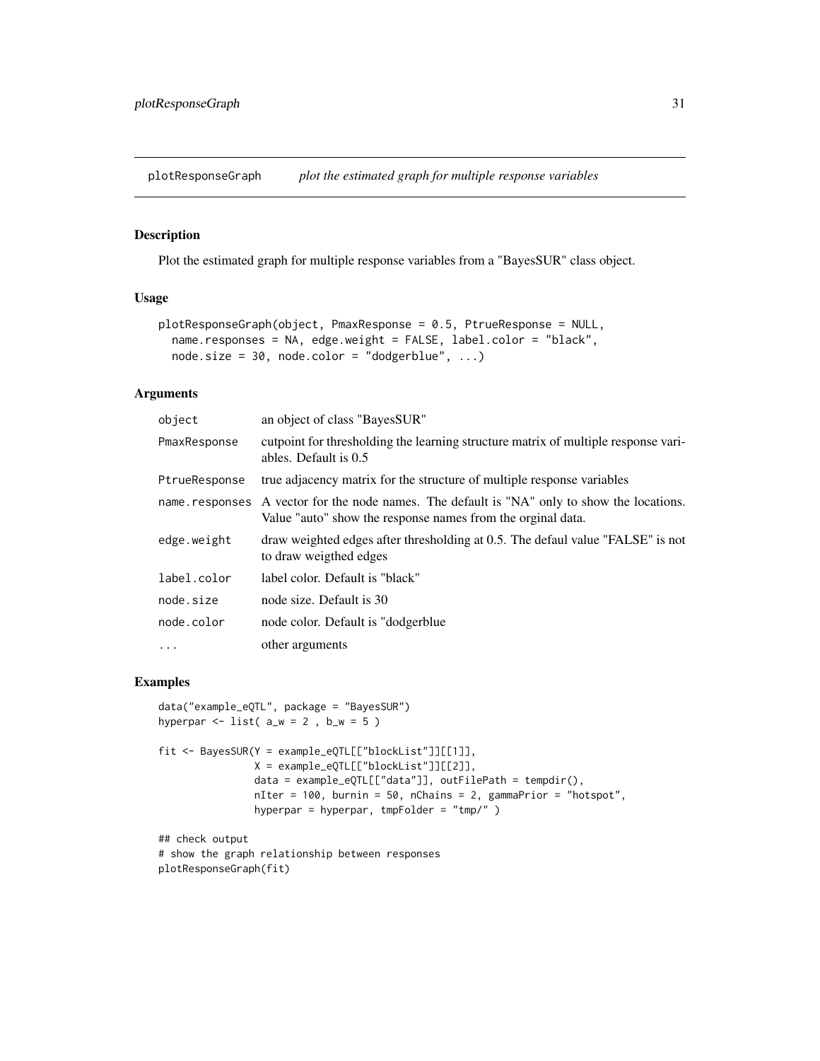## plotResponseGraph *plot the estimated graph for multiple response variables*

### Description

Plot the estimated graph for multiple response variables from a "BayesSUR" class object.

### Usage

```
plotResponseGraph(object, PmaxResponse = 0.5, PtrueResponse = NULL,
  name.responses = NA, edge.weight = FALSE, label.color = "black",
  node.size = 30, node.color = "dodgerblue", ...)
```

### Arguments

| | |
|---|---|
| object | an object of class "BayesSUR" |
| PmaxResponse | cutpoint for thresholding the learning structure matrix of multiple response variables. Default is 0.5 |
| PtrueResponse | true adjacency matrix for the structure of multiple response variables |
| name.responses | A vector for the node names. The default is "NA" only to show the locations. Value "auto" show the response names from the orginal data. |
| edge.weight | draw weighted edges after thresholding at 0.5. The defaul value "FALSE" is not to draw weigthed edges |
| label.color | label color. Default is "black" |
| node.size | node size. Default is 30 |
| node.color | node color. Default is "dodgerblue |
| ... | other arguments |

### Examples

```
data("example_eQTL", package = "BayesSUR")
hyperpar <- list( a_w = 2 , b_w = 5 )

fit <- BayesSUR(Y = example_eQTL[["blockList"]][[1]],
                X = example_eQTL[["blockList"]][[2]],
                data = example_eQTL[["data"]], outFilePath = tempdir(),
                nIter = 100, burnin = 50, nChains = 2, gammaPrior = "hotspot",
                hyperpar = hyperpar, tmpFolder = "tmp/" )

## check output
# show the graph relationship between responses
plotResponseGraph(fit)
```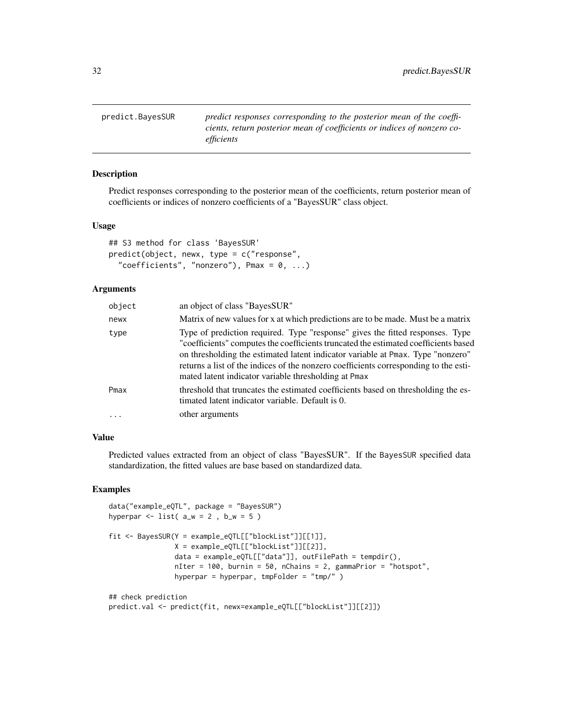predict.BayesSUR — *predict responses corresponding to the posterior mean of the coefficients, return posterior mean of coefficients or indices of nonzero coefficients*

## Description

Predict responses corresponding to the posterior mean of the coefficients, return posterior mean of coefficients or indices of nonzero coefficients of a "BayesSUR" class object.

## Usage

```
## S3 method for class 'BayesSUR'
predict(object, newx, type = c("response",
  "coefficients", "nonzero"), Pmax = 0, ...)
```

## Arguments

| | |
|---|---|
| object | an object of class "BayesSUR" |
| newx | Matrix of new values for x at which predictions are to be made. Must be a matrix |
| type | Type of prediction required. Type "response" gives the fitted responses. Type "coefficients" computes the coefficients truncated the estimated coefficients based on thresholding the estimated latent indicator variable at Pmax. Type "nonzero" returns a list of the indices of the nonzero coefficients corresponding to the estimated latent indicator variable thresholding at Pmax |
| Pmax | threshold that truncates the estimated coefficients based on thresholding the estimated latent indicator variable. Default is 0. |
| ... | other arguments |

## Value

Predicted values extracted from an object of class "BayesSUR". If the BayesSUR specified data standardization, the fitted values are base based on standardized data.

## Examples

```
data("example_eQTL", package = "BayesSUR")
hyperpar <- list( a_w = 2 , b_w = 5 )

fit <- BayesSUR(Y = example_eQTL[["blockList"]][[1]],
                X = example_eQTL[["blockList"]][[2]],
                data = example_eQTL[["data"]], outFilePath = tempdir(),
                nIter = 100, burnin = 50, nChains = 2, gammaPrior = "hotspot",
                hyperpar = hyperpar, tmpFolder = "tmp/" )

## check prediction
predict.val <- predict(fit, newx=example_eQTL[["blockList"]][[2]])
```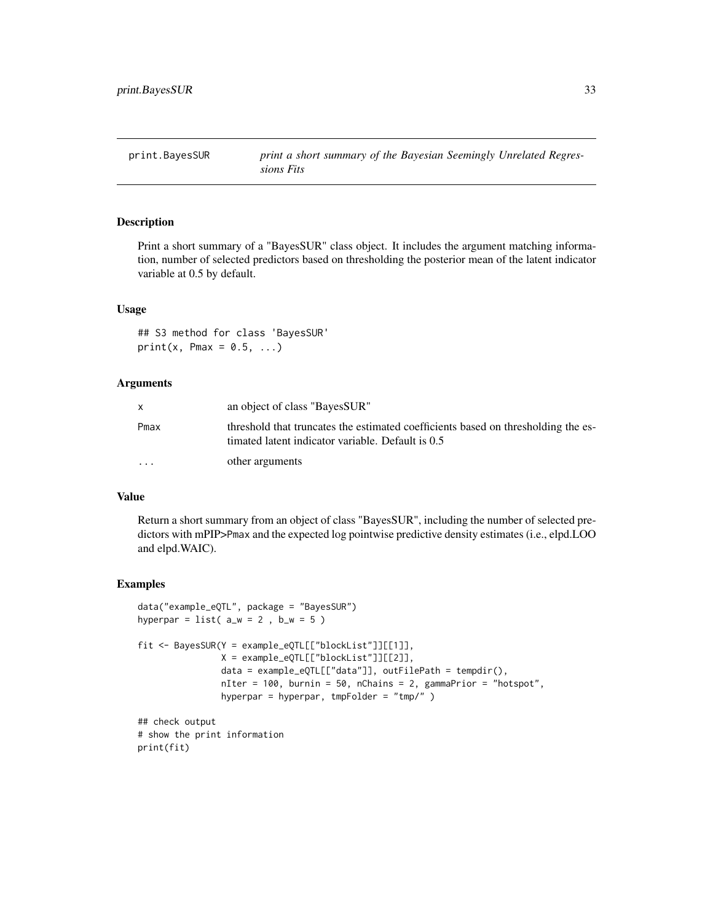# print.BayesSUR

*print a short summary of the Bayesian Seemingly Unrelated Regressions Fits*

## Description

Print a short summary of a "BayesSUR" class object. It includes the argument matching information, number of selected predictors based on thresholding the posterior mean of the latent indicator variable at 0.5 by default.

## Usage

```
## S3 method for class 'BayesSUR'
print(x, Pmax = 0.5, ...)
```

## Arguments

| | |
|---|---|
| x | an object of class "BayesSUR" |
| Pmax | threshold that truncates the estimated coefficients based on thresholding the estimated latent indicator variable. Default is 0.5 |
| ... | other arguments |

## Value

Return a short summary from an object of class "BayesSUR", including the number of selected predictors with mPIP>Pmax and the expected log pointwise predictive density estimates (i.e., elpd.LOO and elpd.WAIC).

## Examples

```
data("example_eQTL", package = "BayesSUR")
hyperpar = list( a_w = 2 , b_w = 5 )

fit <- BayesSUR(Y = example_eQTL[["blockList"]][[1]],
                X = example_eQTL[["blockList"]][[2]],
                data = example_eQTL[["data"]], outFilePath = tempdir(),
                nIter = 100, burnin = 50, nChains = 2, gammaPrior = "hotspot",
                hyperpar = hyperpar, tmpFolder = "tmp/" )

## check output
# show the print information
print(fit)
```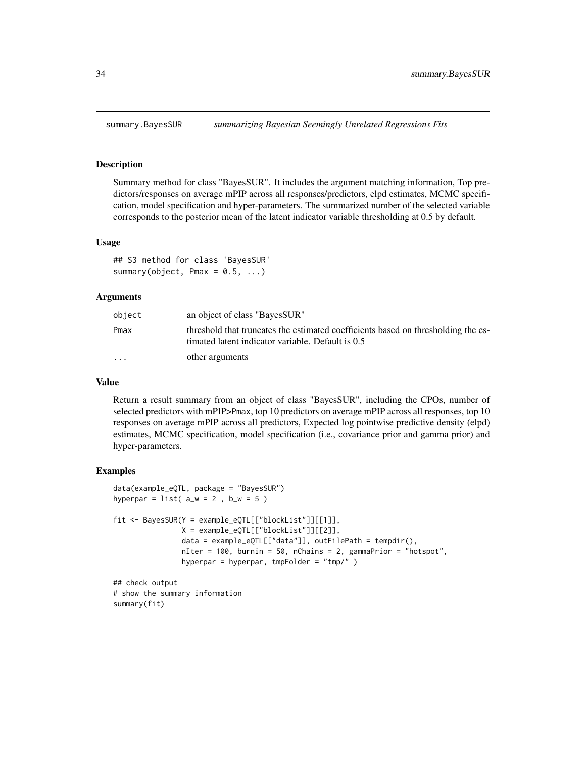## summary.BayesSUR *summarizing Bayesian Seemingly Unrelated Regressions Fits*

### Description

Summary method for class "BayesSUR". It includes the argument matching information, Top predictors/responses on average mPIP across all responses/predictors, elpd estimates, MCMC specification, model specification and hyper-parameters. The summarized number of the selected variable corresponds to the posterior mean of the latent indicator variable thresholding at 0.5 by default.

### Usage

```
## S3 method for class 'BayesSUR'
summary(object, Pmax = 0.5, ...)
```

### Arguments

| | |
|---|---|
| object | an object of class "BayesSUR" |
| Pmax | threshold that truncates the estimated coefficients based on thresholding the estimated latent indicator variable. Default is 0.5 |
| ... | other arguments |

### Value

Return a result summary from an object of class "BayesSUR", including the CPOs, number of selected predictors with mPIP>Pmax, top 10 predictors on average mPIP across all responses, top 10 responses on average mPIP across all predictors, Expected log pointwise predictive density (elpd) estimates, MCMC specification, model specification (i.e., covariance prior and gamma prior) and hyper-parameters.

### Examples

```
data(example_eQTL, package = "BayesSUR")
hyperpar = list( a_w = 2 , b_w = 5 )

fit <- BayesSUR(Y = example_eQTL[["blockList"]][[1]],
                X = example_eQTL[["blockList"]][[2]],
                data = example_eQTL[["data"]], outFilePath = tempdir(),
                nIter = 100, burnin = 50, nChains = 2, gammaPrior = "hotspot",
                hyperpar = hyperpar, tmpFolder = "tmp/" )

## check output
# show the summary information
summary(fit)
```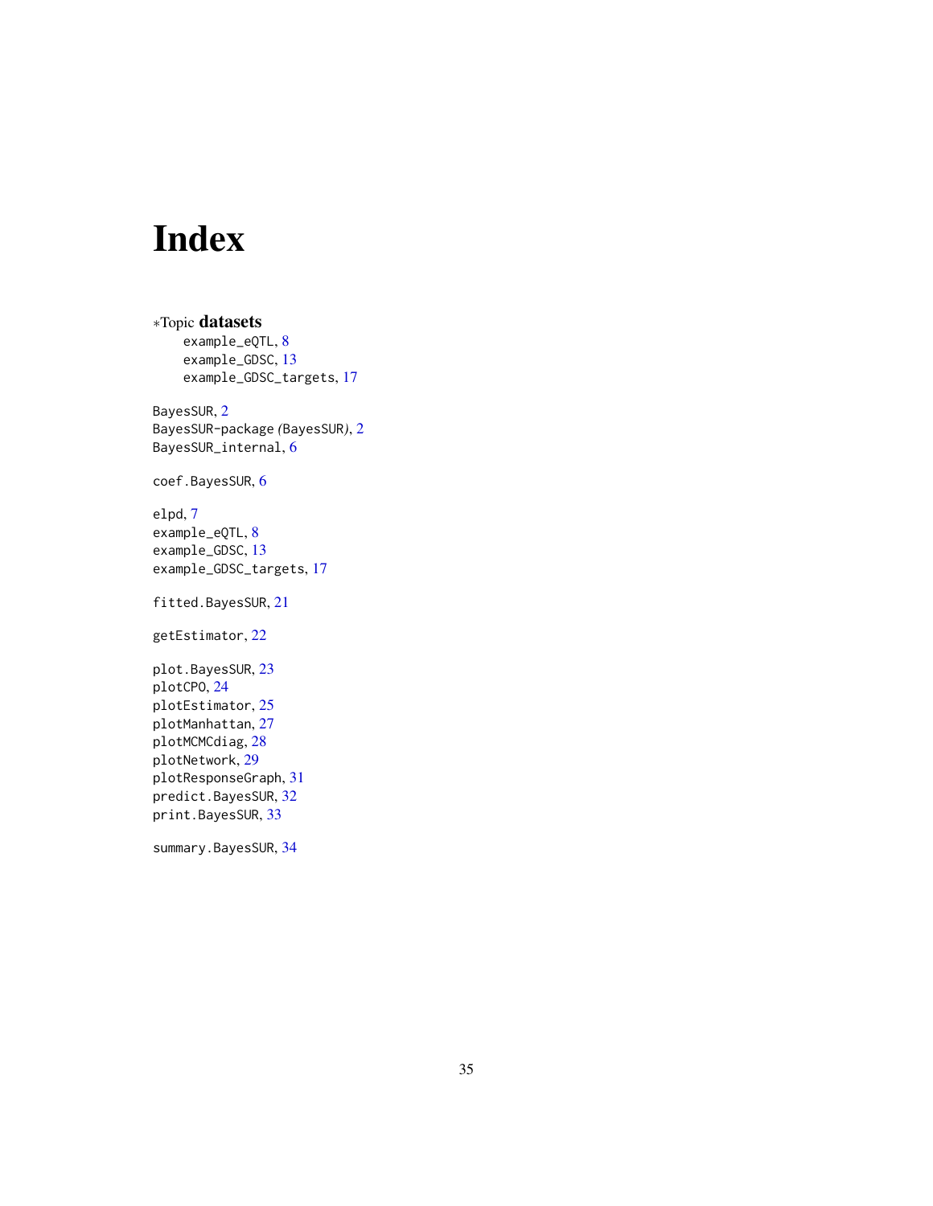# Index

*Topic **datasets**

- example_eQTL, 8
- example_GDSC, 13
- example_GDSC_targets, 17

BayesSUR, 2
BayesSUR-package *(*BayesSUR*)*, 2
BayesSUR_internal, 6

coef.BayesSUR, 6

elpd, 7
example_eQTL, 8
example_GDSC, 13
example_GDSC_targets, 17

fitted.BayesSUR, 21

getEstimator, 22

plot.BayesSUR, 23
plotCPO, 24
plotEstimator, 25
plotManhattan, 27
plotMCMCdiag, 28
plotNetwork, 29
plotResponseGraph, 31
predict.BayesSUR, 32
print.BayesSUR, 33

summary.BayesSUR, 34